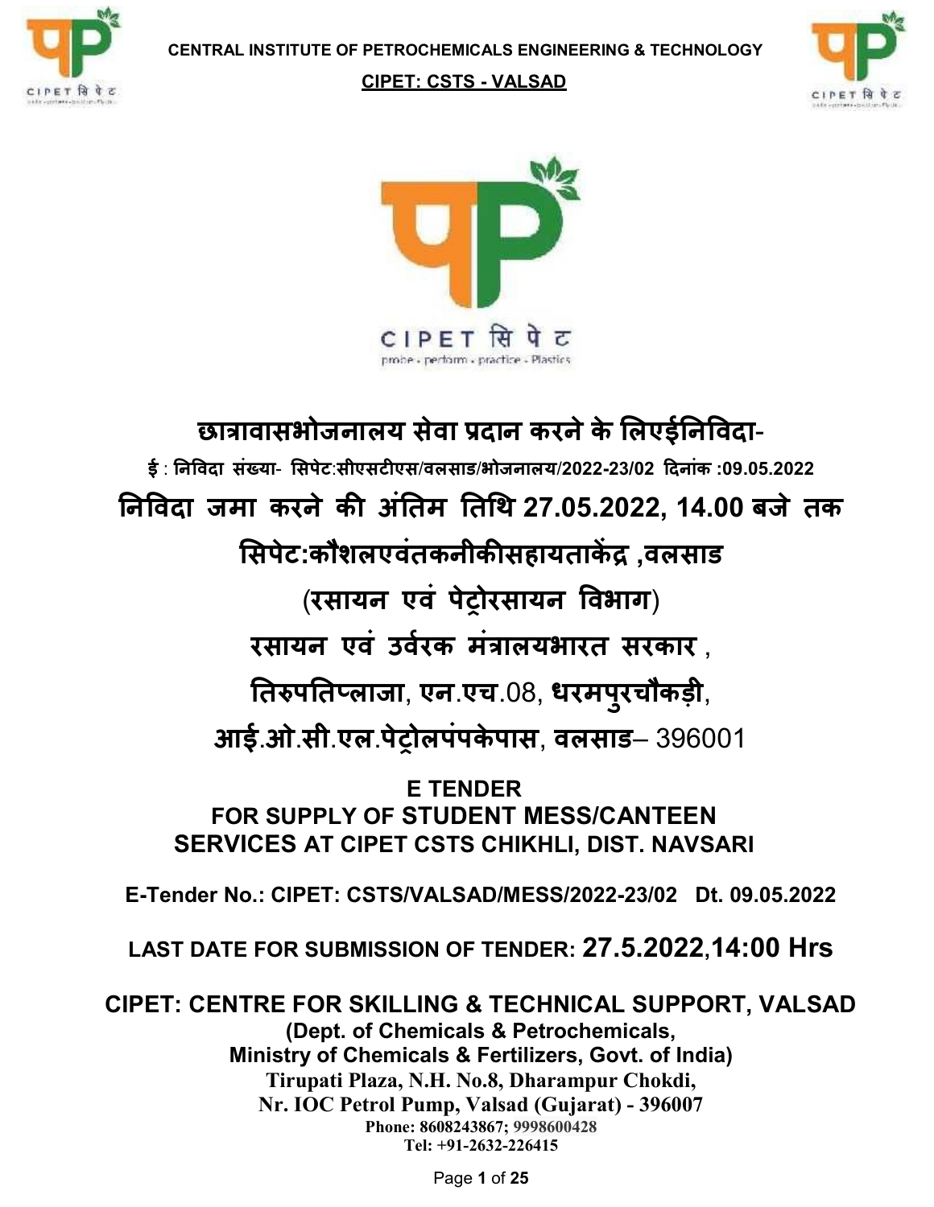CENTRAL INSTITUTE OF PETROCHEMICALS ENGINEERING & TECHNOLOGY

CIPET: CSTS - VALSAD

CIPET सिपेट

probe • perform • practice • Plastics

# छात्रावासभोजनालय सेवा प्रदान करने के लिएईनिविदा-

**ई : निविदा संख्या- सिपेट:सीएसटीएस/वलसाड/भोजनालय/2022-23/02 दिनांक :09.05.2022**

## निविदा जमा करने की अंतिम तिथि 27.05.2022, 14.00 बजे तक

## सिपेट:कौशलएवंतकनीकीसहायताकेंद्र ,वलसाड

## (रसायन एवं पेट्रोरसायन विभाग)

## रसायन एवं उर्वरक मंत्रालयभारत सरकार ,

## तिरुपतिप्लाजा, एन.एच.08, धरमपुरचौकड़ी,

## आई.ओ.सी.एल.पेट्रोलपंपकेपास, वलसाड– 396001

## E TENDER
## FOR SUPPLY OF STUDENT MESS/CANTEEN SERVICES AT CIPET CSTS CHIKHLI, DIST. NAVSARI

**E-Tender No.: CIPET: CSTS/VALSAD/MESS/2022-23/02 Dt. 09.05.2022**

**LAST DATE FOR SUBMISSION OF TENDER: 27.5.2022,14:00 Hrs**

**CIPET: CENTRE FOR SKILLING & TECHNICAL SUPPORT, VALSAD**

**(Dept. of Chemicals & Petrochemicals,**
**Ministry of Chemicals & Fertilizers, Govt. of India)**
**Tirupati Plaza, N.H. No.8, Dharampur Chokdi,**
**Nr. IOC Petrol Pump, Valsad (Gujarat) - 396007**
**Phone: 8608243867; 9998600428**
**Tel: +91-2632-226415**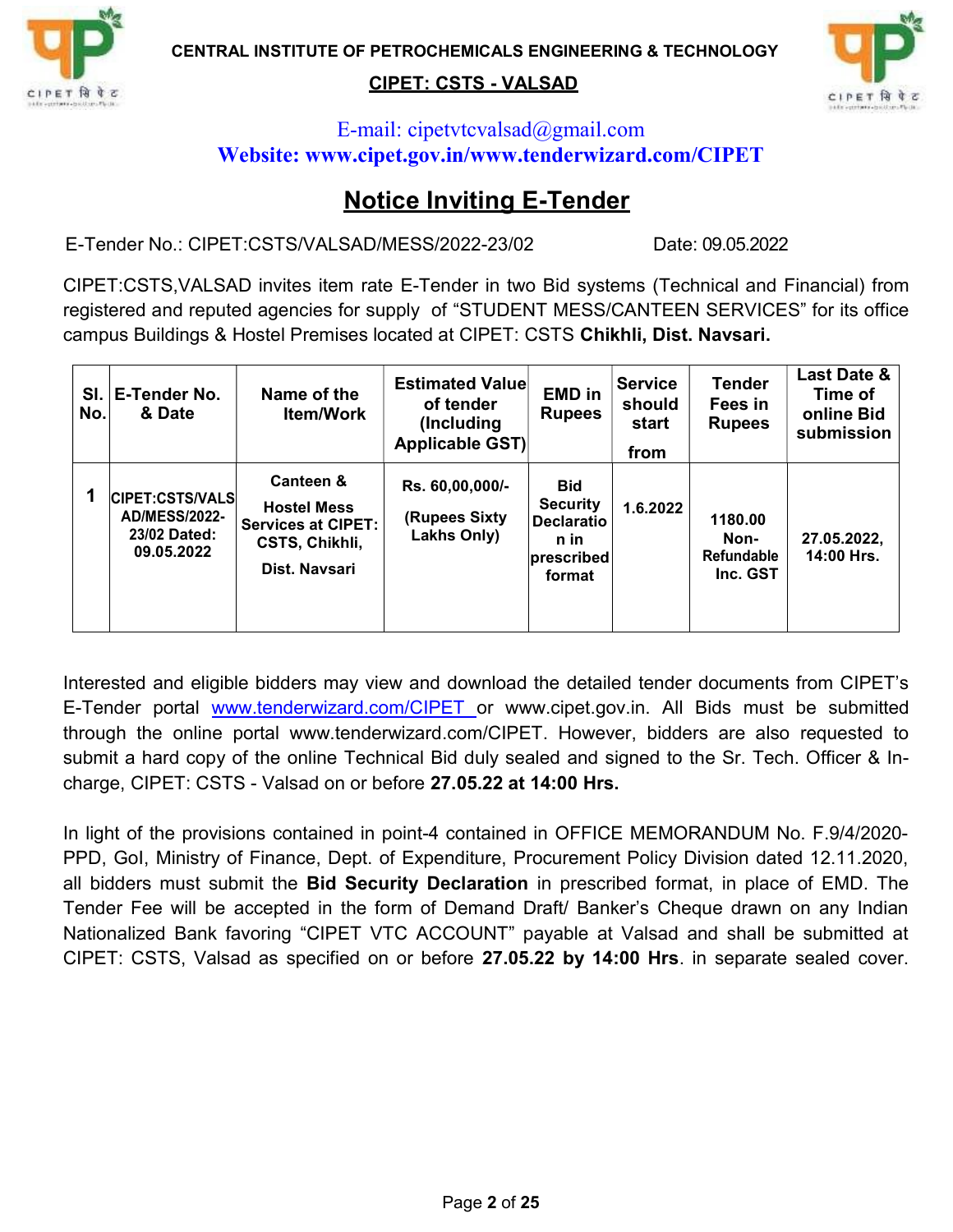CENTRAL INSTITUTE OF PETROCHEMICALS ENGINEERING & TECHNOLOGY

**CIPET: CSTS - VALSAD**

E-mail: cipetvtcvalsad@gmail.com

**Website: www.cipet.gov.in/www.tenderwizard.com/CIPET**

# Notice Inviting E-Tender

E-Tender No.: CIPET:CSTS/VALSAD/MESS/2022-23/02 Date: 09.05.2022

CIPET:CSTS,VALSAD invites item rate E-Tender in two Bid systems (Technical and Financial) from registered and reputed agencies for supply of "STUDENT MESS/CANTEEN SERVICES" for its office campus Buildings & Hostel Premises located at CIPET: CSTS **Chikhli, Dist. Navsari.**

| Sl. No. | E-Tender No. & Date | Name of the Item/Work | Estimated Value of tender (Including Applicable GST) | EMD in Rupees | Service should start from | Tender Fees in Rupees | Last Date & Time of online Bid submission |
|---|---|---|---|---|---|---|---|
| **1** | **CIPET:CSTS/VALSAD/MESS/2022-23/02 Dated: 09.05.2022** | **Canteen & Hostel Mess Services at CIPET: CSTS, Chikhli, Dist. Navsari** | **Rs. 60,00,000/- (Rupees Sixty Lakhs Only)** | **Bid Security Declaration in prescribed format** | **1.6.2022** | **1180.00 Non-Refundable Inc. GST** | **27.05.2022, 14:00 Hrs.** |

Interested and eligible bidders may view and download the detailed tender documents from CIPET's E-Tender portal www.tenderwizard.com/CIPET or www.cipet.gov.in. All Bids must be submitted through the online portal www.tenderwizard.com/CIPET. However, bidders are also requested to submit a hard copy of the online Technical Bid duly sealed and signed to the Sr. Tech. Officer & In-charge, CIPET: CSTS - Valsad on or before **27.05.22 at 14:00 Hrs.**

In light of the provisions contained in point-4 contained in OFFICE MEMORANDUM No. F.9/4/2020-PPD, GoI, Ministry of Finance, Dept. of Expenditure, Procurement Policy Division dated 12.11.2020, all bidders must submit the **Bid Security Declaration** in prescribed format, in place of EMD. The Tender Fee will be accepted in the form of Demand Draft/ Banker's Cheque drawn on any Indian Nationalized Bank favoring "CIPET VTC ACCOUNT" payable at Valsad and shall be submitted at CIPET: CSTS, Valsad as specified on or before **27.05.22 by 14:00 Hrs**. in separate sealed cover.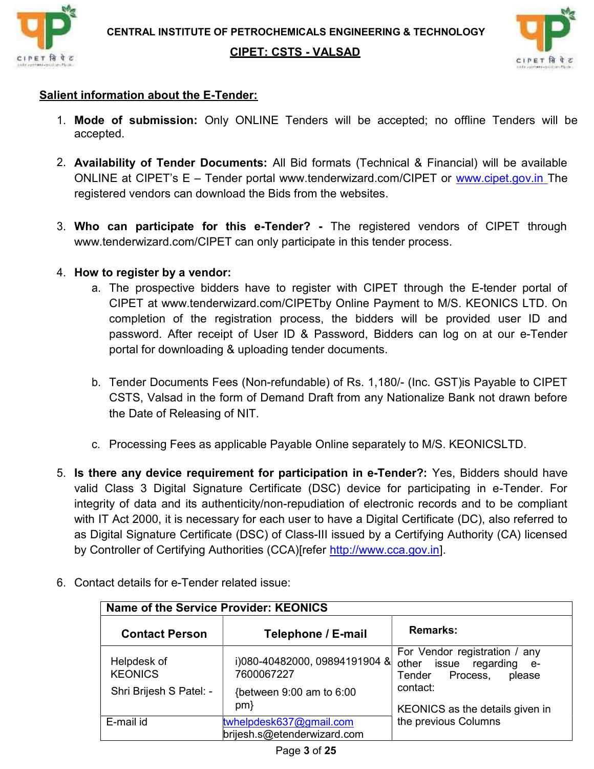CENTRAL INSTITUTE OF PETROCHEMICALS ENGINEERING & TECHNOLOGY

**CIPET: CSTS - VALSAD**

## Salient information about the E-Tender:

1. **Mode of submission:** Only ONLINE Tenders will be accepted; no offline Tenders will be accepted.

2. **Availability of Tender Documents:** All Bid formats (Technical & Financial) will be available ONLINE at CIPET's E – Tender portal www.tenderwizard.com/CIPET or www.cipet.gov.in The registered vendors can download the Bids from the websites.

3. **Who can participate for this e-Tender? -** The registered vendors of CIPET through www.tenderwizard.com/CIPET can only participate in this tender process.

4. **How to register by a vendor:**
   a. The prospective bidders have to register with CIPET through the E-tender portal of CIPET at www.tenderwizard.com/CIPETby Online Payment to M/S. KEONICS LTD. On completion of the registration process, the bidders will be provided user ID and password. After receipt of User ID & Password, Bidders can log on at our e-Tender portal for downloading & uploading tender documents.

   b. Tender Documents Fees (Non-refundable) of Rs. 1,180/- (Inc. GST)is Payable to CIPET CSTS, Valsad in the form of Demand Draft from any Nationalize Bank not drawn before the Date of Releasing of NIT.

   c. Processing Fees as applicable Payable Online separately to M/S. KEONICSLTD.

5. **Is there any device requirement for participation in e-Tender?:** Yes, Bidders should have valid Class 3 Digital Signature Certificate (DSC) device for participating in e-Tender. For integrity of data and its authenticity/non-repudiation of electronic records and to be compliant with IT Act 2000, it is necessary for each user to have a Digital Certificate (DC), also referred to as Digital Signature Certificate (DSC) of Class-III issued by a Certifying Authority (CA) licensed by Controller of Certifying Authorities (CCA)[refer http://www.cca.gov.in].

6. Contact details for e-Tender related issue:

| Name of the Service Provider: KEONICS | | |
|---|---|---|
| **Contact Person** | **Telephone / E-mail** | **Remarks:** |
| Helpdesk of KEONICS<br>Shri Brijesh S Patel: - | i)080-40482000, 09894191904 & 7600067227<br>{between 9:00 am to 6:00 pm} | For Vendor registration / any other issue regarding e-Tender Process, please contact:<br>KEONICS as the details given in the previous Columns |
| E-mail id | twhelpdesk637@gmail.com<br>brijesh.s@etenderwizard.com | |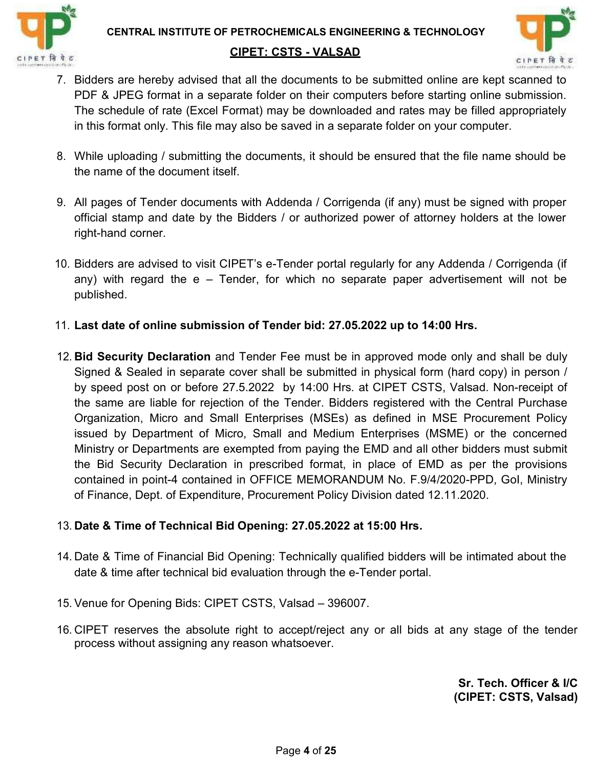7. Bidders are hereby advised that all the documents to be submitted online are kept scanned to PDF & JPEG format in a separate folder on their computers before starting online submission. The schedule of rate (Excel Format) may be downloaded and rates may be filled appropriately in this format only. This file may also be saved in a separate folder on your computer.

8. While uploading / submitting the documents, it should be ensured that the file name should be the name of the document itself.

9. All pages of Tender documents with Addenda / Corrigenda (if any) must be signed with proper official stamp and date by the Bidders / or authorized power of attorney holders at the lower right-hand corner.

10. Bidders are advised to visit CIPET's e-Tender portal regularly for any Addenda / Corrigenda (if any) with regard the e – Tender, for which no separate paper advertisement will not be published.

11. **Last date of online submission of Tender bid: 27.05.2022 up to 14:00 Hrs.**

12. **Bid Security Declaration** and Tender Fee must be in approved mode only and shall be duly Signed & Sealed in separate cover shall be submitted in physical form (hard copy) in person / by speed post on or before 27.5.2022 by 14:00 Hrs. at CIPET CSTS, Valsad. Non-receipt of the same are liable for rejection of the Tender. Bidders registered with the Central Purchase Organization, Micro and Small Enterprises (MSEs) as defined in MSE Procurement Policy issued by Department of Micro, Small and Medium Enterprises (MSME) or the concerned Ministry or Departments are exempted from paying the EMD and all other bidders must submit the Bid Security Declaration in prescribed format, in place of EMD as per the provisions contained in point-4 contained in OFFICE MEMORANDUM No. F.9/4/2020-PPD, GoI, Ministry of Finance, Dept. of Expenditure, Procurement Policy Division dated 12.11.2020.

13. **Date & Time of Technical Bid Opening: 27.05.2022 at 15:00 Hrs.**

14. Date & Time of Financial Bid Opening: Technically qualified bidders will be intimated about the date & time after technical bid evaluation through the e-Tender portal.

15. Venue for Opening Bids: CIPET CSTS, Valsad – 396007.

16. CIPET reserves the absolute right to accept/reject any or all bids at any stage of the tender process without assigning any reason whatsoever.

**Sr. Tech. Officer & I/C**
**(CIPET: CSTS, Valsad)**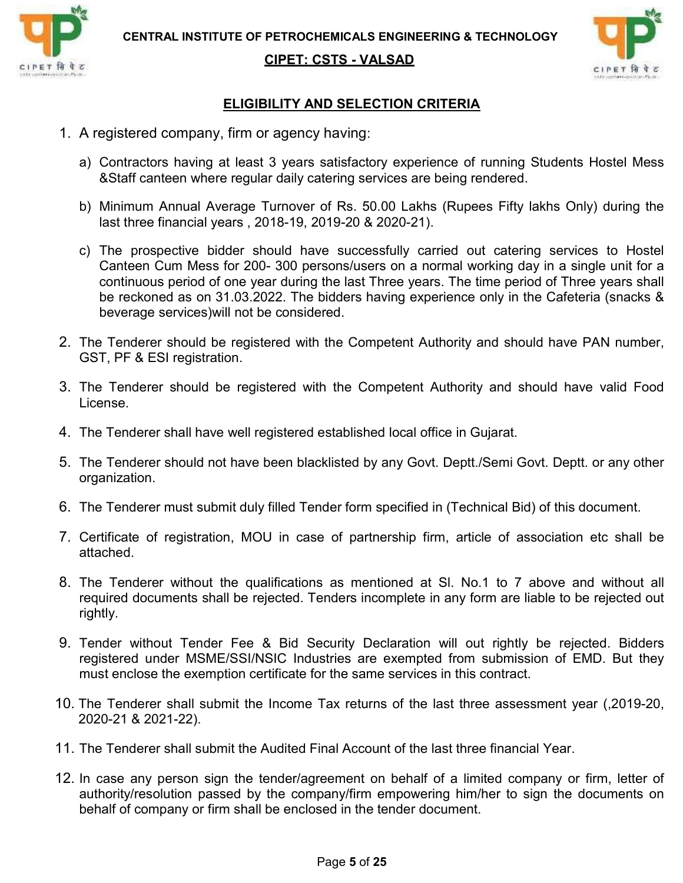CENTRAL INSTITUTE OF PETROCHEMICALS ENGINEERING & TECHNOLOGY

CIPET: CSTS - VALSAD

## ELIGIBILITY AND SELECTION CRITERIA

1. A registered company, firm or agency having:

   a) Contractors having at least 3 years satisfactory experience of running Students Hostel Mess &Staff canteen where regular daily catering services are being rendered.

   b) Minimum Annual Average Turnover of Rs. 50.00 Lakhs (Rupees Fifty lakhs Only) during the last three financial years , 2018-19, 2019-20 & 2020-21).

   c) The prospective bidder should have successfully carried out catering services to Hostel Canteen Cum Mess for 200- 300 persons/users on a normal working day in a single unit for a continuous period of one year during the last Three years. The time period of Three years shall be reckoned as on 31.03.2022. The bidders having experience only in the Cafeteria (snacks & beverage services)will not be considered.

2. The Tenderer should be registered with the Competent Authority and should have PAN number, GST, PF & ESI registration.

3. The Tenderer should be registered with the Competent Authority and should have valid Food License.

4. The Tenderer shall have well registered established local office in Gujarat.

5. The Tenderer should not have been blacklisted by any Govt. Deptt./Semi Govt. Deptt. or any other organization.

6. The Tenderer must submit duly filled Tender form specified in (Technical Bid) of this document.

7. Certificate of registration, MOU in case of partnership firm, article of association etc shall be attached.

8. The Tenderer without the qualifications as mentioned at Sl. No.1 to 7 above and without all required documents shall be rejected. Tenders incomplete in any form are liable to be rejected out rightly.

9. Tender without Tender Fee & Bid Security Declaration will out rightly be rejected. Bidders registered under MSME/SSI/NSIC Industries are exempted from submission of EMD. But they must enclose the exemption certificate for the same services in this contract.

10. The Tenderer shall submit the Income Tax returns of the last three assessment year (,2019-20, 2020-21 & 2021-22).

11. The Tenderer shall submit the Audited Final Account of the last three financial Year.

12. In case any person sign the tender/agreement on behalf of a limited company or firm, letter of authority/resolution passed by the company/firm empowering him/her to sign the documents on behalf of company or firm shall be enclosed in the tender document.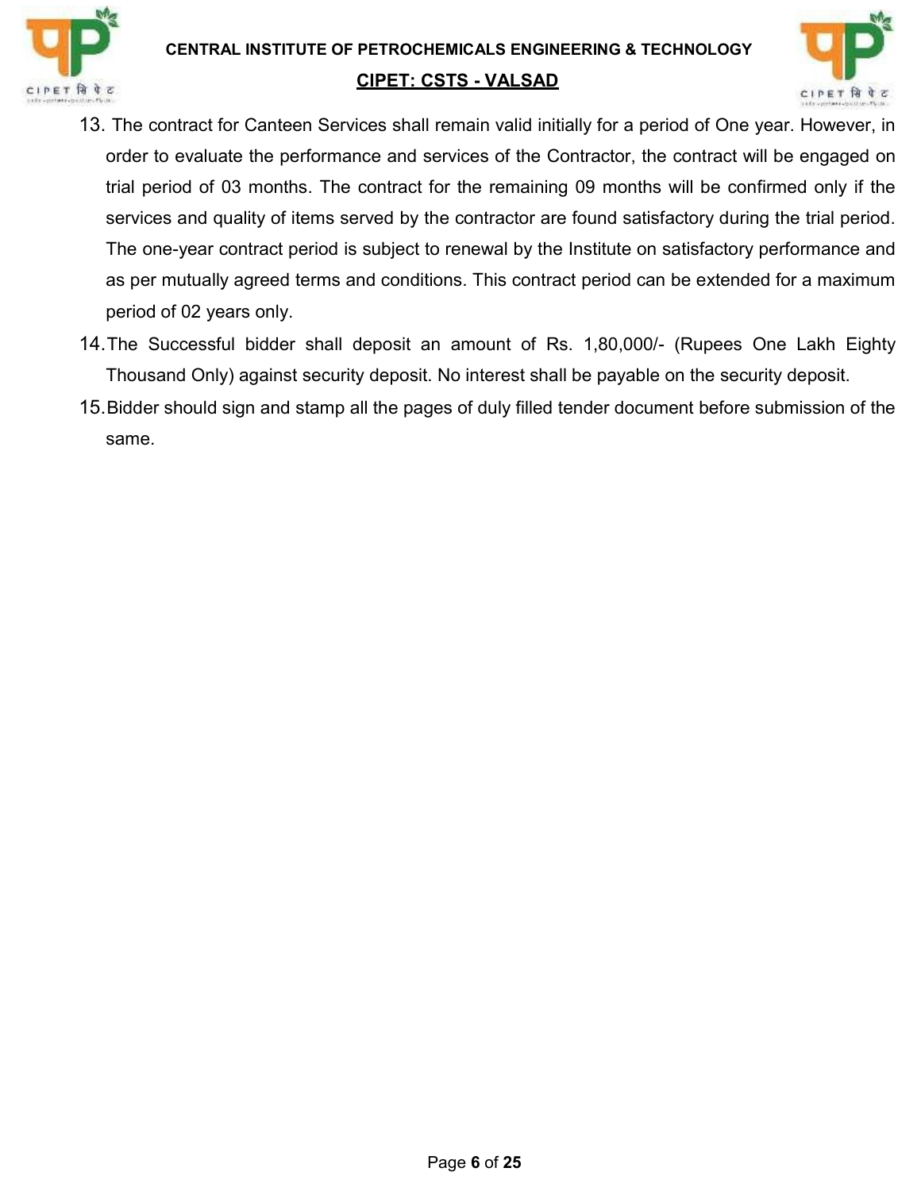13. The contract for Canteen Services shall remain valid initially for a period of One year. However, in order to evaluate the performance and services of the Contractor, the contract will be engaged on trial period of 03 months. The contract for the remaining 09 months will be confirmed only if the services and quality of items served by the contractor are found satisfactory during the trial period. The one-year contract period is subject to renewal by the Institute on satisfactory performance and as per mutually agreed terms and conditions. This contract period can be extended for a maximum period of 02 years only.
14. The Successful bidder shall deposit an amount of Rs. 1,80,000/- (Rupees One Lakh Eighty Thousand Only) against security deposit. No interest shall be payable on the security deposit.
15. Bidder should sign and stamp all the pages of duly filled tender document before submission of the same.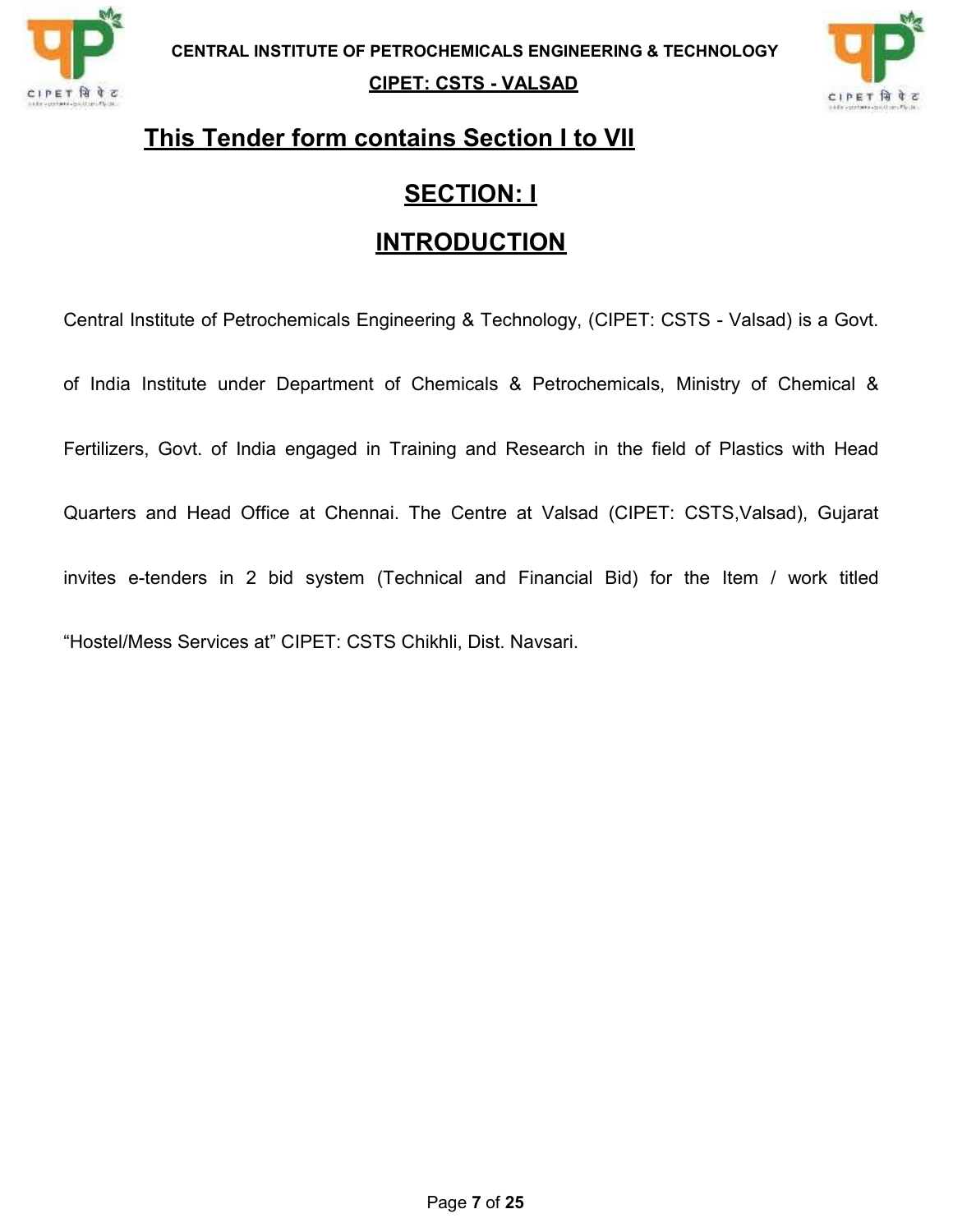**This Tender form contains Section I to VII**

# SECTION: I

# INTRODUCTION

Central Institute of Petrochemicals Engineering & Technology, (CIPET: CSTS - Valsad) is a Govt. of India Institute under Department of Chemicals & Petrochemicals, Ministry of Chemical & Fertilizers, Govt. of India engaged in Training and Research in the field of Plastics with Head Quarters and Head Office at Chennai. The Centre at Valsad (CIPET: CSTS,Valsad), Gujarat invites e-tenders in 2 bid system (Technical and Financial Bid) for the Item / work titled "Hostel/Mess Services at" CIPET: CSTS Chikhli, Dist. Navsari.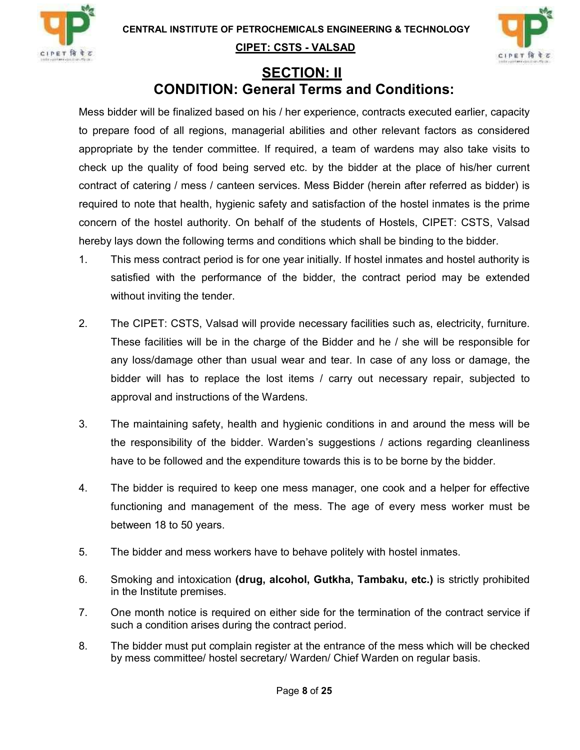# SECTION: II

## CONDITION: General Terms and Conditions:

Mess bidder will be finalized based on his / her experience, contracts executed earlier, capacity to prepare food of all regions, managerial abilities and other relevant factors as considered appropriate by the tender committee. If required, a team of wardens may also take visits to check up the quality of food being served etc. by the bidder at the place of his/her current contract of catering / mess / canteen services. Mess Bidder (herein after referred as bidder) is required to note that health, hygienic safety and satisfaction of the hostel inmates is the prime concern of the hostel authority. On behalf of the students of Hostels, CIPET: CSTS, Valsad hereby lays down the following terms and conditions which shall be binding to the bidder.

1. This mess contract period is for one year initially. If hostel inmates and hostel authority is satisfied with the performance of the bidder, the contract period may be extended without inviting the tender.

2. The CIPET: CSTS, Valsad will provide necessary facilities such as, electricity, furniture. These facilities will be in the charge of the Bidder and he / she will be responsible for any loss/damage other than usual wear and tear. In case of any loss or damage, the bidder will has to replace the lost items / carry out necessary repair, subjected to approval and instructions of the Wardens.

3. The maintaining safety, health and hygienic conditions in and around the mess will be the responsibility of the bidder. Warden's suggestions / actions regarding cleanliness have to be followed and the expenditure towards this is to be borne by the bidder.

4. The bidder is required to keep one mess manager, one cook and a helper for effective functioning and management of the mess. The age of every mess worker must be between 18 to 50 years.

5. The bidder and mess workers have to behave politely with hostel inmates.

6. Smoking and intoxication **(drug, alcohol, Gutkha, Tambaku, etc.)** is strictly prohibited in the Institute premises.

7. One month notice is required on either side for the termination of the contract service if such a condition arises during the contract period.

8. The bidder must put complain register at the entrance of the mess which will be checked by mess committee/ hostel secretary/ Warden/ Chief Warden on regular basis.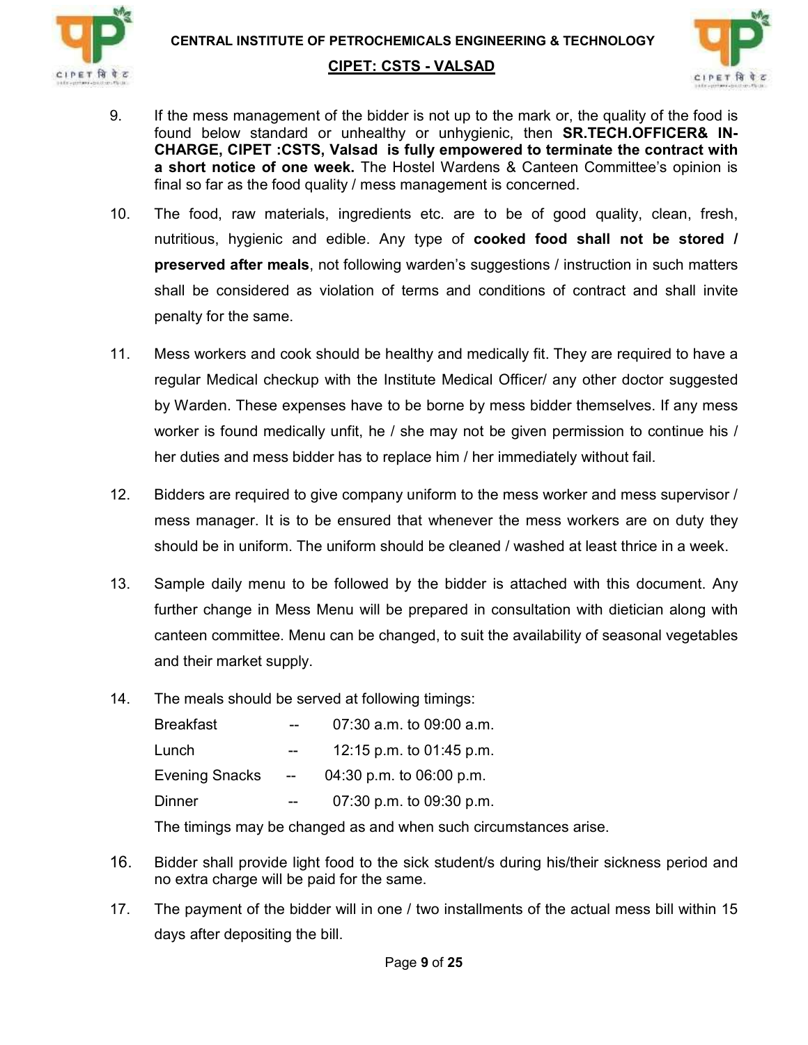9. If the mess management of the bidder is not up to the mark or, the quality of the food is found below standard or unhealthy or unhygienic, then **SR.TECH.OFFICER& IN-CHARGE, CIPET :CSTS, Valsad is fully empowered to terminate the contract with a short notice of one week.** The Hostel Wardens & Canteen Committee's opinion is final so far as the food quality / mess management is concerned.

10. The food, raw materials, ingredients etc. are to be of good quality, clean, fresh, nutritious, hygienic and edible. Any type of **cooked food shall not be stored / preserved after meals**, not following warden's suggestions / instruction in such matters shall be considered as violation of terms and conditions of contract and shall invite penalty for the same.

11. Mess workers and cook should be healthy and medically fit. They are required to have a regular Medical checkup with the Institute Medical Officer/ any other doctor suggested by Warden. These expenses have to be borne by mess bidder themselves. If any mess worker is found medically unfit, he / she may not be given permission to continue his / her duties and mess bidder has to replace him / her immediately without fail.

12. Bidders are required to give company uniform to the mess worker and mess supervisor / mess manager. It is to be ensured that whenever the mess workers are on duty they should be in uniform. The uniform should be cleaned / washed at least thrice in a week.

13. Sample daily menu to be followed by the bidder is attached with this document. Any further change in Mess Menu will be prepared in consultation with dietician along with canteen committee. Menu can be changed, to suit the availability of seasonal vegetables and their market supply.

14. The meals should be served at following timings:

    Breakfast -- 07:30 a.m. to 09:00 a.m.
    Lunch -- 12:15 p.m. to 01:45 p.m.
    Evening Snacks -- 04:30 p.m. to 06:00 p.m.
    Dinner -- 07:30 p.m. to 09:30 p.m.

    The timings may be changed as and when such circumstances arise.

16. Bidder shall provide light food to the sick student/s during his/their sickness period and no extra charge will be paid for the same.

17. The payment of the bidder will in one / two installments of the actual mess bill within 15 days after depositing the bill.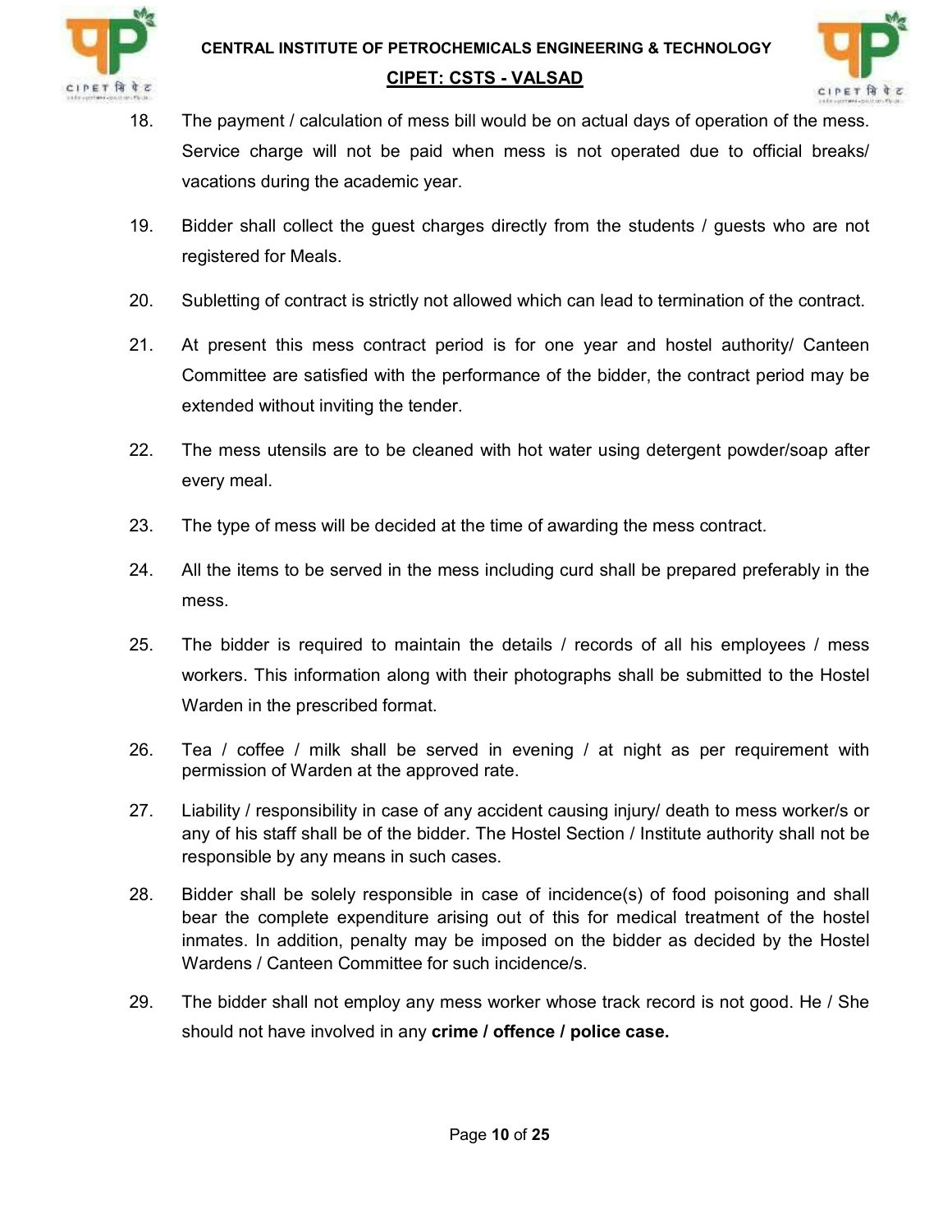18. The payment / calculation of mess bill would be on actual days of operation of the mess. Service charge will not be paid when mess is not operated due to official breaks/ vacations during the academic year.

19. Bidder shall collect the guest charges directly from the students / guests who are not registered for Meals.

20. Subletting of contract is strictly not allowed which can lead to termination of the contract.

21. At present this mess contract period is for one year and hostel authority/ Canteen Committee are satisfied with the performance of the bidder, the contract period may be extended without inviting the tender.

22. The mess utensils are to be cleaned with hot water using detergent powder/soap after every meal.

23. The type of mess will be decided at the time of awarding the mess contract.

24. All the items to be served in the mess including curd shall be prepared preferably in the mess.

25. The bidder is required to maintain the details / records of all his employees / mess workers. This information along with their photographs shall be submitted to the Hostel Warden in the prescribed format.

26. Tea / coffee / milk shall be served in evening / at night as per requirement with permission of Warden at the approved rate.

27. Liability / responsibility in case of any accident causing injury/ death to mess worker/s or any of his staff shall be of the bidder. The Hostel Section / Institute authority shall not be responsible by any means in such cases.

28. Bidder shall be solely responsible in case of incidence(s) of food poisoning and shall bear the complete expenditure arising out of this for medical treatment of the hostel inmates. In addition, penalty may be imposed on the bidder as decided by the Hostel Wardens / Canteen Committee for such incidence/s.

29. The bidder shall not employ any mess worker whose track record is not good. He / She should not have involved in any **crime / offence / police case.**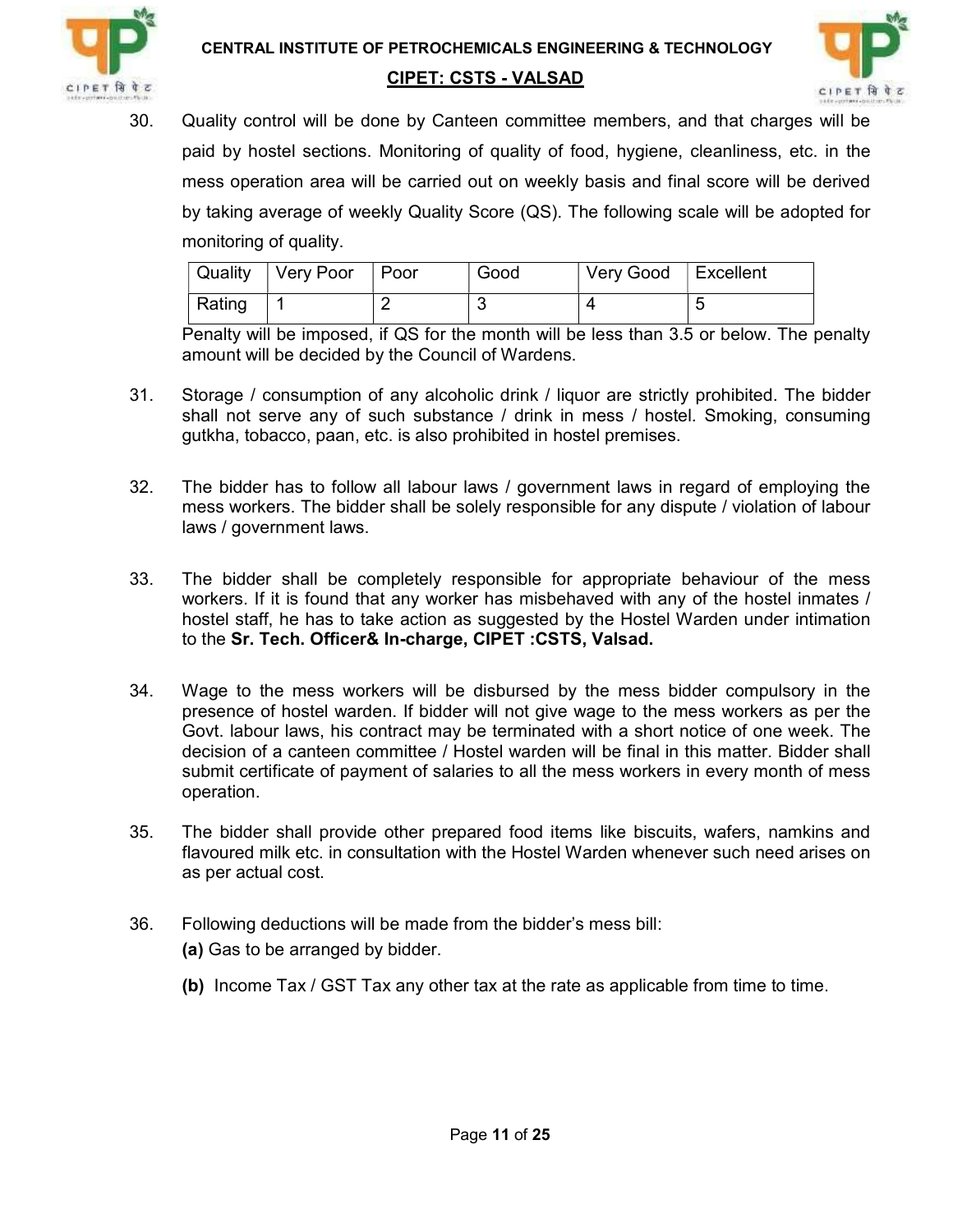30. Quality control will be done by Canteen committee members, and that charges will be paid by hostel sections. Monitoring of quality of food, hygiene, cleanliness, etc. in the mess operation area will be carried out on weekly basis and final score will be derived by taking average of weekly Quality Score (QS). The following scale will be adopted for monitoring of quality.

| Quality | Very Poor | Poor | Good | Very Good | Excellent |
|---|---|---|---|---|---|
| Rating | 1 | 2 | 3 | 4 | 5 |

Penalty will be imposed, if QS for the month will be less than 3.5 or below. The penalty amount will be decided by the Council of Wardens.

31. Storage / consumption of any alcoholic drink / liquor are strictly prohibited. The bidder shall not serve any of such substance / drink in mess / hostel. Smoking, consuming gutkha, tobacco, paan, etc. is also prohibited in hostel premises.

32. The bidder has to follow all labour laws / government laws in regard of employing the mess workers. The bidder shall be solely responsible for any dispute / violation of labour laws / government laws.

33. The bidder shall be completely responsible for appropriate behaviour of the mess workers. If it is found that any worker has misbehaved with any of the hostel inmates / hostel staff, he has to take action as suggested by the Hostel Warden under intimation to the **Sr. Tech. Officer& In-charge, CIPET :CSTS, Valsad.**

34. Wage to the mess workers will be disbursed by the mess bidder compulsory in the presence of hostel warden. If bidder will not give wage to the mess workers as per the Govt. labour laws, his contract may be terminated with a short notice of one week. The decision of a canteen committee / Hostel warden will be final in this matter. Bidder shall submit certificate of payment of salaries to all the mess workers in every month of mess operation.

35. The bidder shall provide other prepared food items like biscuits, wafers, namkins and flavoured milk etc. in consultation with the Hostel Warden whenever such need arises on as per actual cost.

36. Following deductions will be made from the bidder's mess bill:

    **(a)** Gas to be arranged by bidder.

    **(b)** Income Tax / GST Tax any other tax at the rate as applicable from time to time.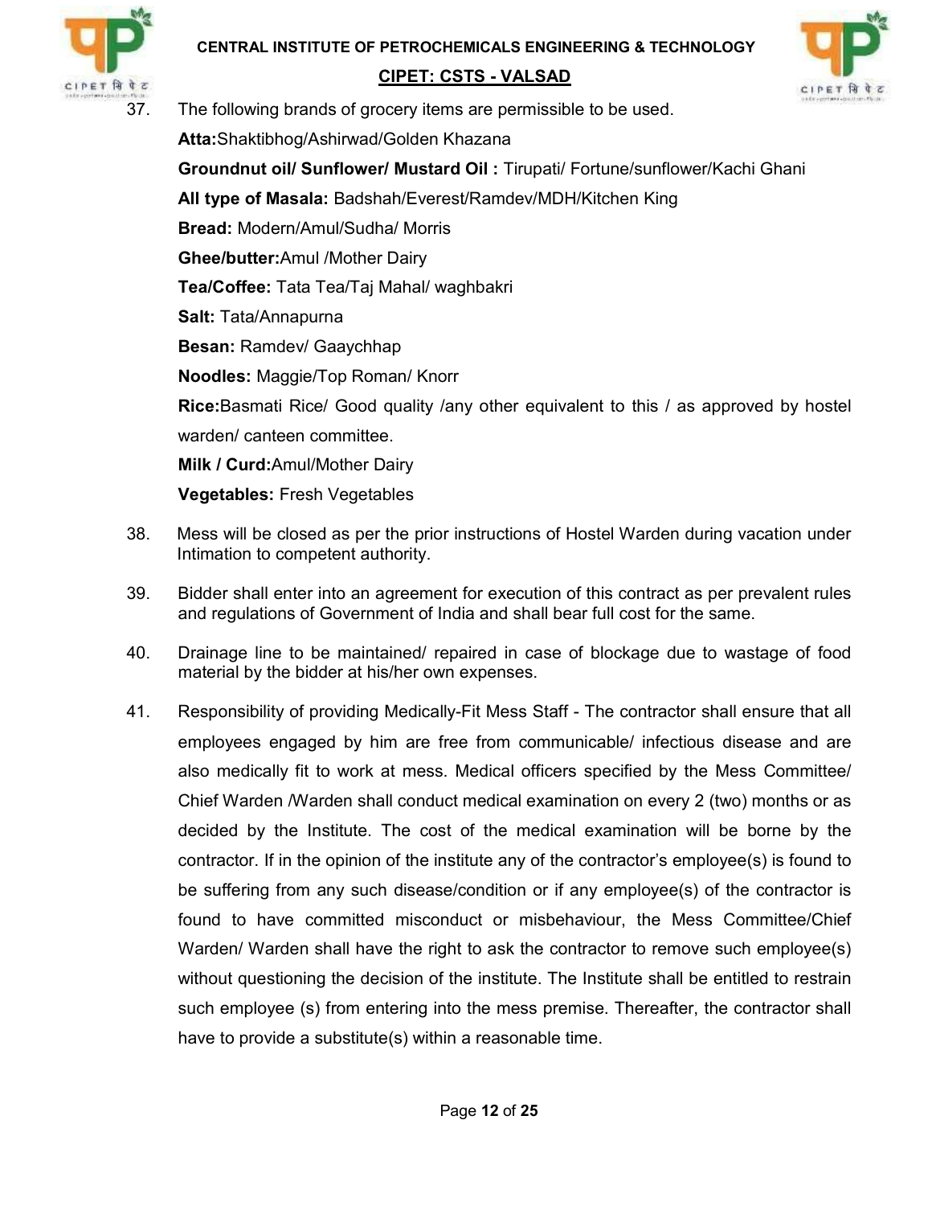37. The following brands of grocery items are permissible to be used.

    **Atta:**Shaktibhog/Ashirwad/Golden Khazana

    **Groundnut oil/ Sunflower/ Mustard Oil :** Tirupati/ Fortune/sunflower/Kachi Ghani

    **All type of Masala:** Badshah/Everest/Ramdev/MDH/Kitchen King

    **Bread:** Modern/Amul/Sudha/ Morris

    **Ghee/butter:**Amul /Mother Dairy

    **Tea/Coffee:** Tata Tea/Taj Mahal/ waghbakri

    **Salt:** Tata/Annapurna

    **Besan:** Ramdev/ Gaaychhap

    **Noodles:** Maggie/Top Roman/ Knorr

    **Rice:**Basmati Rice/ Good quality /any other equivalent to this / as approved by hostel warden/ canteen committee.

    **Milk / Curd:**Amul/Mother Dairy

    **Vegetables:** Fresh Vegetables

38. Mess will be closed as per the prior instructions of Hostel Warden during vacation under Intimation to competent authority.

39. Bidder shall enter into an agreement for execution of this contract as per prevalent rules and regulations of Government of India and shall bear full cost for the same.

40. Drainage line to be maintained/ repaired in case of blockage due to wastage of food material by the bidder at his/her own expenses.

41. Responsibility of providing Medically-Fit Mess Staff - The contractor shall ensure that all employees engaged by him are free from communicable/ infectious disease and are also medically fit to work at mess. Medical officers specified by the Mess Committee/ Chief Warden /Warden shall conduct medical examination on every 2 (two) months or as decided by the Institute. The cost of the medical examination will be borne by the contractor. If in the opinion of the institute any of the contractor's employee(s) is found to be suffering from any such disease/condition or if any employee(s) of the contractor is found to have committed misconduct or misbehaviour, the Mess Committee/Chief Warden/ Warden shall have the right to ask the contractor to remove such employee(s) without questioning the decision of the institute. The Institute shall be entitled to restrain such employee (s) from entering into the mess premise. Thereafter, the contractor shall have to provide a substitute(s) within a reasonable time.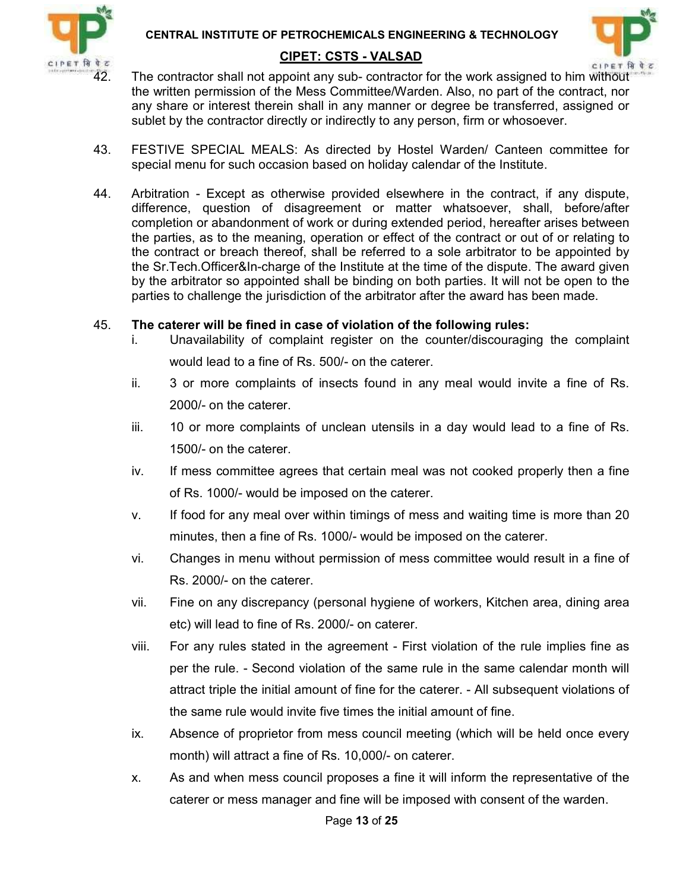42. The contractor shall not appoint any sub- contractor for the work assigned to him without the written permission of the Mess Committee/Warden. Also, no part of the contract, nor any share or interest therein shall in any manner or degree be transferred, assigned or sublet by the contractor directly or indirectly to any person, firm or whosoever.

43. FESTIVE SPECIAL MEALS: As directed by Hostel Warden/ Canteen committee for special menu for such occasion based on holiday calendar of the Institute.

44. Arbitration - Except as otherwise provided elsewhere in the contract, if any dispute, difference, question of disagreement or matter whatsoever, shall, before/after completion or abandonment of work or during extended period, hereafter arises between the parties, as to the meaning, operation or effect of the contract or out of or relating to the contract or breach thereof, shall be referred to a sole arbitrator to be appointed by the Sr.Tech.Officer&In-charge of the Institute at the time of the dispute. The award given by the arbitrator so appointed shall be binding on both parties. It will not be open to the parties to challenge the jurisdiction of the arbitrator after the award has been made.

45. **The caterer will be fined in case of violation of the following rules:**
    1. Unavailability of complaint register on the counter/discouraging the complaint would lead to a fine of Rs. 500/- on the caterer.
    2. 3 or more complaints of insects found in any meal would invite a fine of Rs. 2000/- on the caterer.
    3. 10 or more complaints of unclean utensils in a day would lead to a fine of Rs. 1500/- on the caterer.
    4. If mess committee agrees that certain meal was not cooked properly then a fine of Rs. 1000/- would be imposed on the caterer.
    5. If food for any meal over within timings of mess and waiting time is more than 20 minutes, then a fine of Rs. 1000/- would be imposed on the caterer.
    6. Changes in menu without permission of mess committee would result in a fine of Rs. 2000/- on the caterer.
    7. Fine on any discrepancy (personal hygiene of workers, Kitchen area, dining area etc) will lead to fine of Rs. 2000/- on caterer.
    8. For any rules stated in the agreement - First violation of the rule implies fine as per the rule. - Second violation of the same rule in the same calendar month will attract triple the initial amount of fine for the caterer. - All subsequent violations of the same rule would invite five times the initial amount of fine.
    9. Absence of proprietor from mess council meeting (which will be held once every month) will attract a fine of Rs. 10,000/- on caterer.
    10. As and when mess council proposes a fine it will inform the representative of the caterer or mess manager and fine will be imposed with consent of the warden.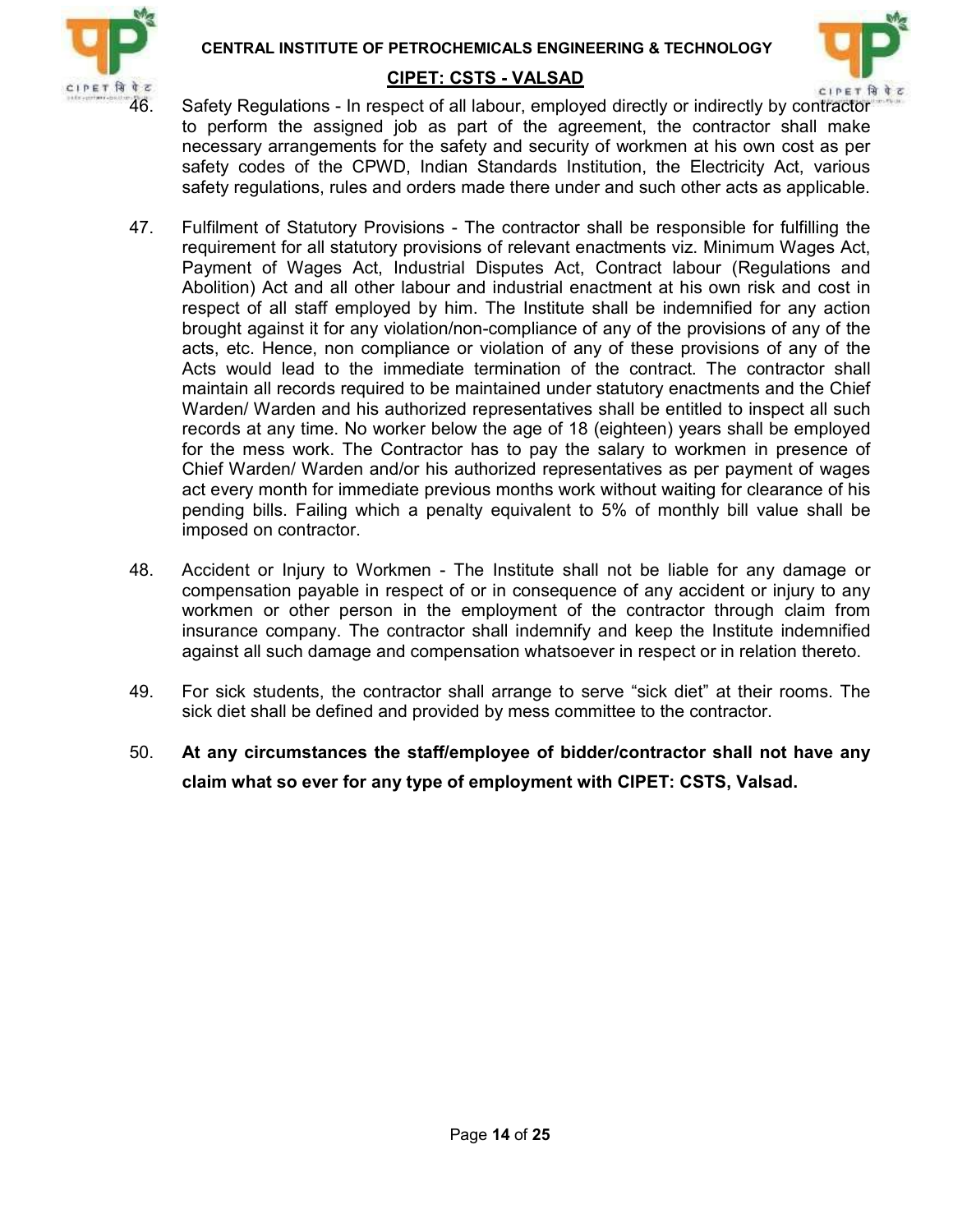46. Safety Regulations - In respect of all labour, employed directly or indirectly by contractor to perform the assigned job as part of the agreement, the contractor shall make necessary arrangements for the safety and security of workmen at his own cost as per safety codes of the CPWD, Indian Standards Institution, the Electricity Act, various safety regulations, rules and orders made there under and such other acts as applicable.

47. Fulfilment of Statutory Provisions - The contractor shall be responsible for fulfilling the requirement for all statutory provisions of relevant enactments viz. Minimum Wages Act, Payment of Wages Act, Industrial Disputes Act, Contract labour (Regulations and Abolition) Act and all other labour and industrial enactment at his own risk and cost in respect of all staff employed by him. The Institute shall be indemnified for any action brought against it for any violation/non-compliance of any of the provisions of any of the acts, etc. Hence, non compliance or violation of any of these provisions of any of the Acts would lead to the immediate termination of the contract. The contractor shall maintain all records required to be maintained under statutory enactments and the Chief Warden/ Warden and his authorized representatives shall be entitled to inspect all such records at any time. No worker below the age of 18 (eighteen) years shall be employed for the mess work. The Contractor has to pay the salary to workmen in presence of Chief Warden/ Warden and/or his authorized representatives as per payment of wages act every month for immediate previous months work without waiting for clearance of his pending bills. Failing which a penalty equivalent to 5% of monthly bill value shall be imposed on contractor.

48. Accident or Injury to Workmen - The Institute shall not be liable for any damage or compensation payable in respect of or in consequence of any accident or injury to any workmen or other person in the employment of the contractor through claim from insurance company. The contractor shall indemnify and keep the Institute indemnified against all such damage and compensation whatsoever in respect or in relation thereto.

49. For sick students, the contractor shall arrange to serve "sick diet" at their rooms. The sick diet shall be defined and provided by mess committee to the contractor.

50. **At any circumstances the staff/employee of bidder/contractor shall not have any claim what so ever for any type of employment with CIPET: CSTS, Valsad.**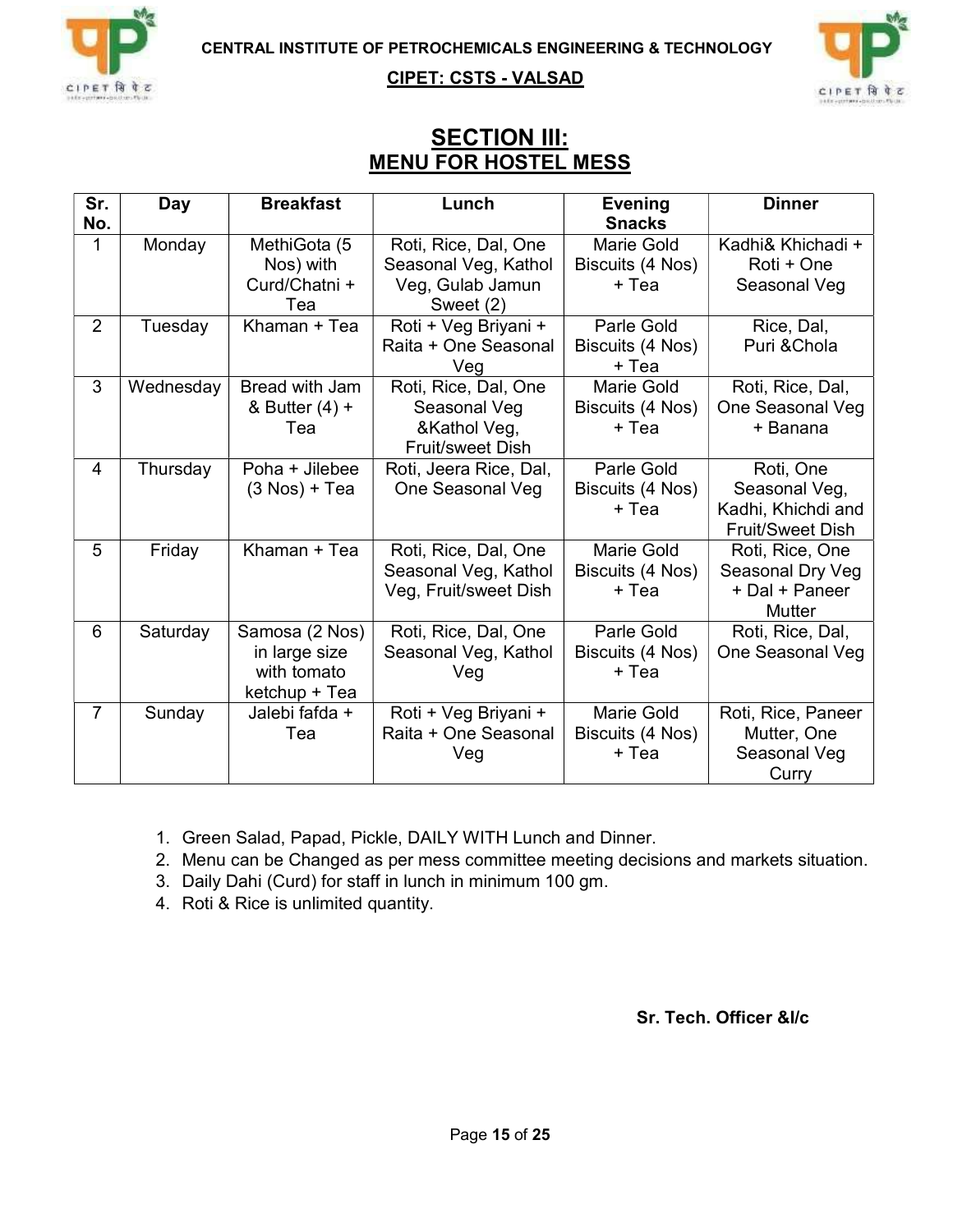CENTRAL INSTITUTE OF PETROCHEMICALS ENGINEERING & TECHNOLOGY

CIPET: CSTS - VALSAD

## SECTION III:
## MENU FOR HOSTEL MESS

| Sr. No. | Day | Breakfast | Lunch | Evening Snacks | Dinner |
|---|---|---|---|---|---|
| 1 | Monday | MethiGota (5 Nos) with Curd/Chatni + Tea | Roti, Rice, Dal, One Seasonal Veg, Kathol Veg, Gulab Jamun Sweet (2) | Marie Gold Biscuits (4 Nos) + Tea | Kadhi& Khichadi + Roti + One Seasonal Veg |
| 2 | Tuesday | Khaman + Tea | Roti + Veg Briyani + Raita + One Seasonal Veg | Parle Gold Biscuits (4 Nos) + Tea | Rice, Dal, Puri &Chola |
| 3 | Wednesday | Bread with Jam & Butter (4) + Tea | Roti, Rice, Dal, One Seasonal Veg &Kathol Veg, Fruit/sweet Dish | Marie Gold Biscuits (4 Nos) + Tea | Roti, Rice, Dal, One Seasonal Veg + Banana |
| 4 | Thursday | Poha + Jilebee (3 Nos) + Tea | Roti, Jeera Rice, Dal, One Seasonal Veg | Parle Gold Biscuits (4 Nos) + Tea | Roti, One Seasonal Veg, Kadhi, Khichdi and Fruit/Sweet Dish |
| 5 | Friday | Khaman + Tea | Roti, Rice, Dal, One Seasonal Veg, Kathol Veg, Fruit/sweet Dish | Marie Gold Biscuits (4 Nos) + Tea | Roti, Rice, One Seasonal Dry Veg + Dal + Paneer Mutter |
| 6 | Saturday | Samosa (2 Nos) in large size with tomato ketchup + Tea | Roti, Rice, Dal, One Seasonal Veg, Kathol Veg | Parle Gold Biscuits (4 Nos) + Tea | Roti, Rice, Dal, One Seasonal Veg |
| 7 | Sunday | Jalebi fafda + Tea | Roti + Veg Briyani + Raita + One Seasonal Veg | Marie Gold Biscuits (4 Nos) + Tea | Roti, Rice, Paneer Mutter, One Seasonal Veg Curry |

1. Green Salad, Papad, Pickle, DAILY WITH Lunch and Dinner.
2. Menu can be Changed as per mess committee meeting decisions and markets situation.
3. Daily Dahi (Curd) for staff in lunch in minimum 100 gm.
4. Roti & Rice is unlimited quantity.

**Sr. Tech. Officer &I/c**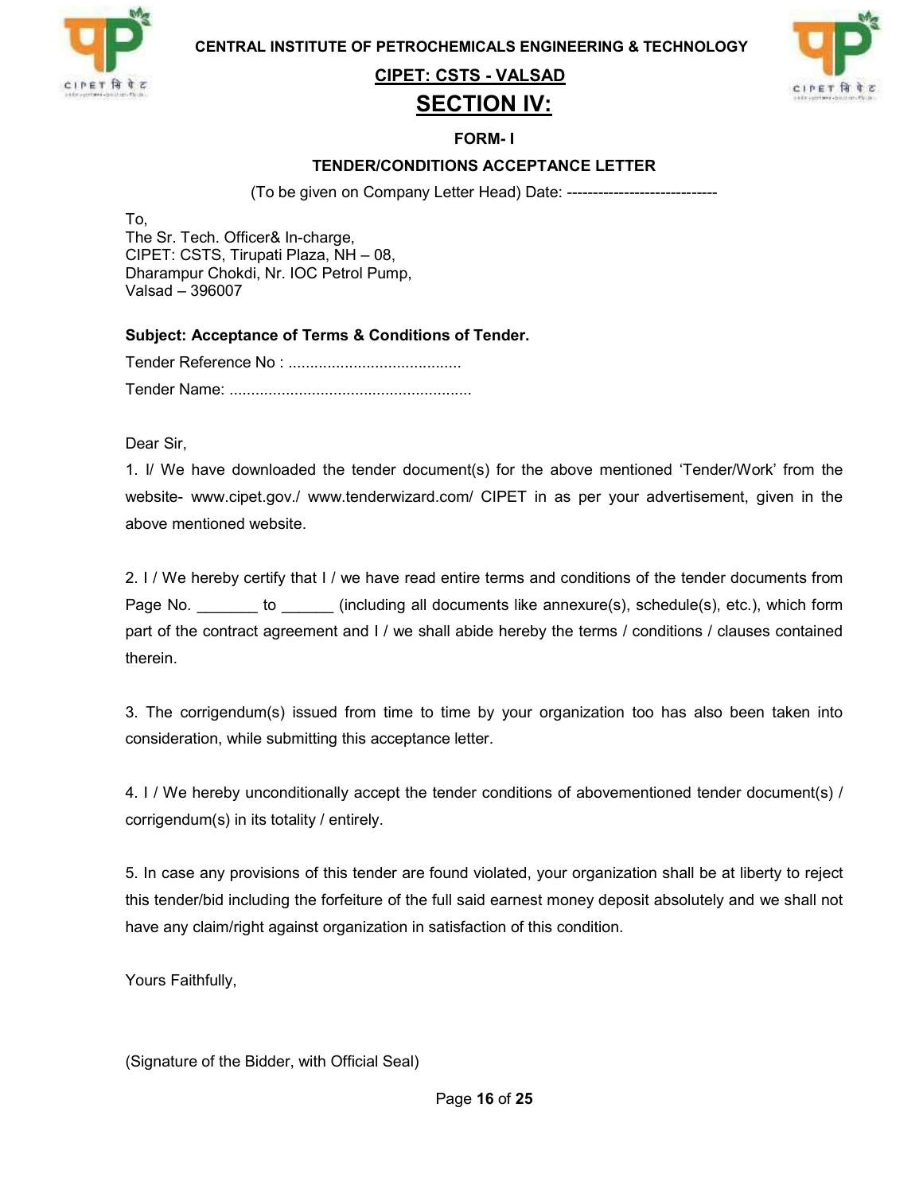CENTRAL INSTITUTE OF PETROCHEMICALS ENGINEERING & TECHNOLOGY

**CIPET: CSTS - VALSAD**

# SECTION IV:

### FORM- I

### TENDER/CONDITIONS ACCEPTANCE LETTER

(To be given on Company Letter Head) Date: ----------------------------

To,
The Sr. Tech. Officer& In-charge,
CIPET: CSTS, Tirupati Plaza, NH – 08,
Dharampur Chokdi, Nr. IOC Petrol Pump,
Valsad – 396007

**Subject: Acceptance of Terms & Conditions of Tender.**

Tender Reference No : ........................................

Tender Name: ........................................................

Dear Sir,

1. I/ We have downloaded the tender document(s) for the above mentioned 'Tender/Work' from the website- www.cipet.gov./ www.tenderwizard.com/ CIPET in as per your advertisement, given in the above mentioned website.

2. I / We hereby certify that I / we have read entire terms and conditions of the tender documents from Page No. _______ to ______ (including all documents like annexure(s), schedule(s), etc.), which form part of the contract agreement and I / we shall abide hereby the terms / conditions / clauses contained therein.

3. The corrigendum(s) issued from time to time by your organization too has also been taken into consideration, while submitting this acceptance letter.

4. I / We hereby unconditionally accept the tender conditions of abovementioned tender document(s) / corrigendum(s) in its totality / entirely.

5. In case any provisions of this tender are found violated, your organization shall be at liberty to reject this tender/bid including the forfeiture of the full said earnest money deposit absolutely and we shall not have any claim/right against organization in satisfaction of this condition.

Yours Faithfully,

(Signature of the Bidder, with Official Seal)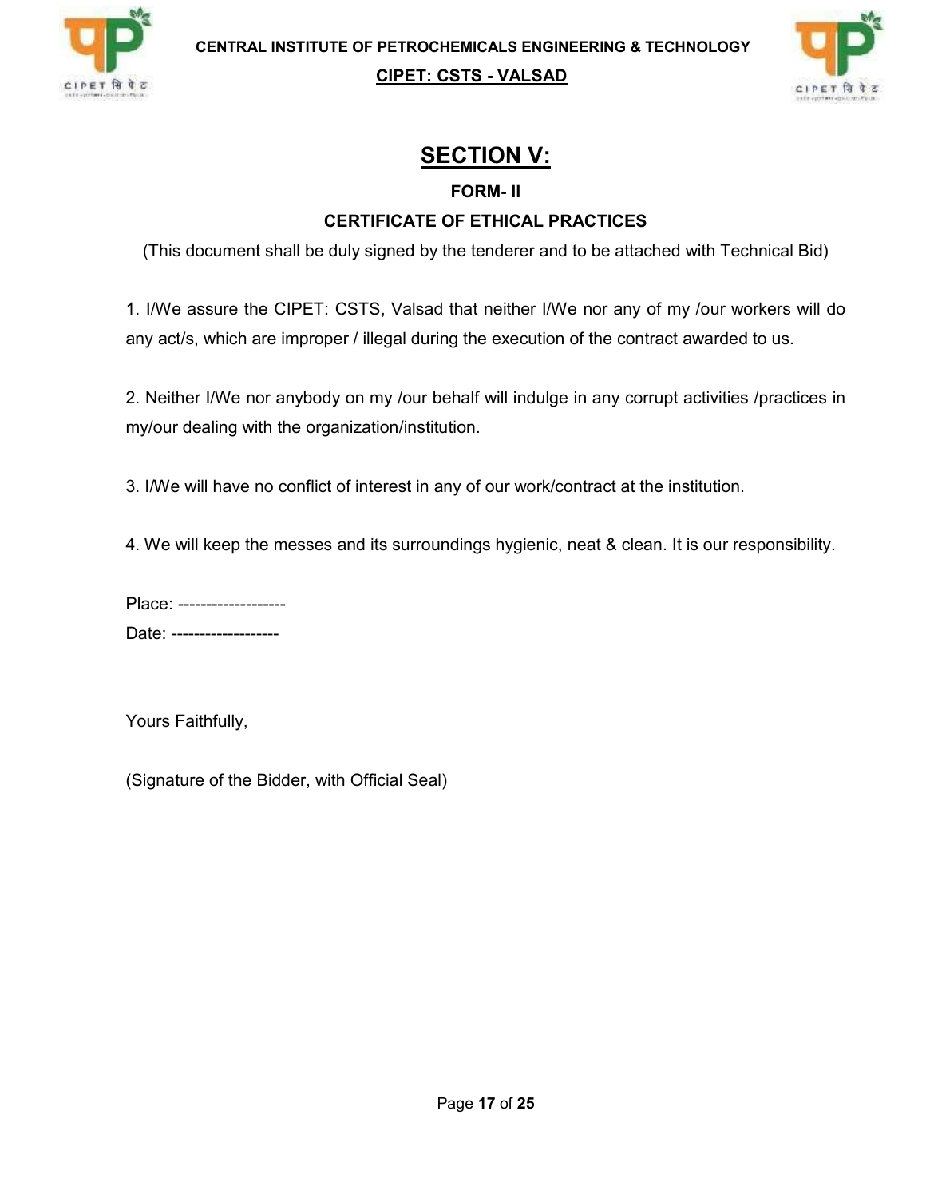CENTRAL INSTITUTE OF PETROCHEMICALS ENGINEERING & TECHNOLOGY

CIPET: CSTS - VALSAD

# SECTION V:

## FORM- II

## CERTIFICATE OF ETHICAL PRACTICES

(This document shall be duly signed by the tenderer and to be attached with Technical Bid)

1. I/We assure the CIPET: CSTS, Valsad that neither I/We nor any of my /our workers will do any act/s, which are improper / illegal during the execution of the contract awarded to us.

2. Neither I/We nor anybody on my /our behalf will indulge in any corrupt activities /practices in my/our dealing with the organization/institution.

3. I/We will have no conflict of interest in any of our work/contract at the institution.

4. We will keep the messes and its surroundings hygienic, neat & clean. It is our responsibility.

Place: -------------------

Date: -------------------

Yours Faithfully,

(Signature of the Bidder, with Official Seal)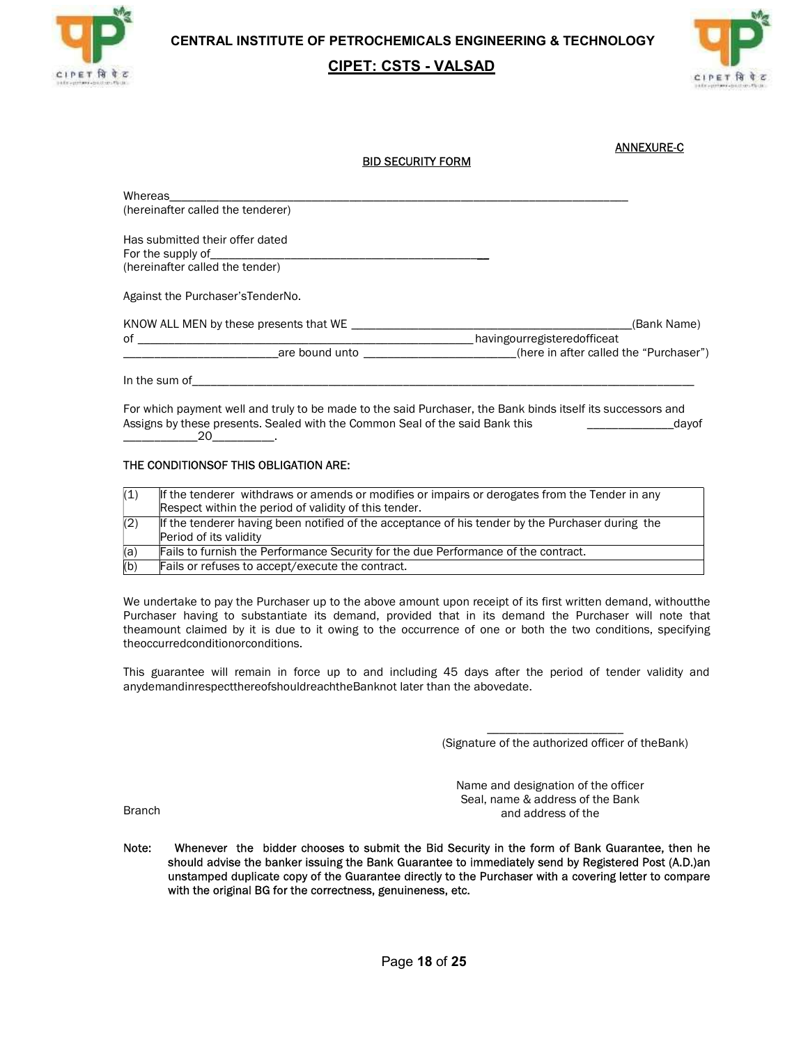# CENTRAL INSTITUTE OF PETROCHEMICALS ENGINEERING & TECHNOLOGY

## CIPET: CSTS - VALSAD

ANNEXURE-C

**BID SECURITY FORM**

Whereas_____________________________________________________________________________
(hereinafter called the tenderer)

Has submitted their offer dated
For the supply of___________________________________________
(hereinafter called the tender)

Against the Purchaser'sTenderNo.

KNOW ALL MEN by these presents that WE ____________________________________________(Bank Name)
of _______________________________________________________havingourregisteredofficeat
_________________________are bound unto ________________________(here in after called the "Purchaser")

In the sum of_________________________________________________________________________________

For which payment well and truly to be made to the said Purchaser, the Bank binds itself its successors and Assigns by these presents. Sealed with the Common Seal of the said Bank this _____________dayof ___________20_________.

**THE CONDITIONSOF THIS OBLIGATION ARE:**

| | |
|---|---|
| (1) | If the tenderer withdraws or amends or modifies or impairs or derogates from the Tender in any Respect within the period of validity of this tender. |
| (2) | If the tenderer having been notified of the acceptance of his tender by the Purchaser during the Period of its validity |
| (a) | Fails to furnish the Performance Security for the due Performance of the contract. |
| (b) | Fails or refuses to accept/execute the contract. |

We undertake to pay the Purchaser up to the above amount upon receipt of its first written demand, withoutthe Purchaser having to substantiate its demand, provided that in its demand the Purchaser will note that theamount claimed by it is due to it owing to the occurrence of one or both the two conditions, specifying theoccurredconditionorconditions.

This guarantee will remain in force up to and including 45 days after the period of tender validity and anydemandinrespectthereofshouldreachtheBanknot later than the abovedate.

_____________________
(Signature of the authorized officer of theBank)

Name and designation of the officer
Seal, name & address of the Bank
and address of the
Branch

**Note: Whenever the bidder chooses to submit the Bid Security in the form of Bank Guarantee, then he should advise the banker issuing the Bank Guarantee to immediately send by Registered Post (A.D.)an unstamped duplicate copy of the Guarantee directly to the Purchaser with a covering letter to compare with the original BG for the correctness, genuineness, etc.**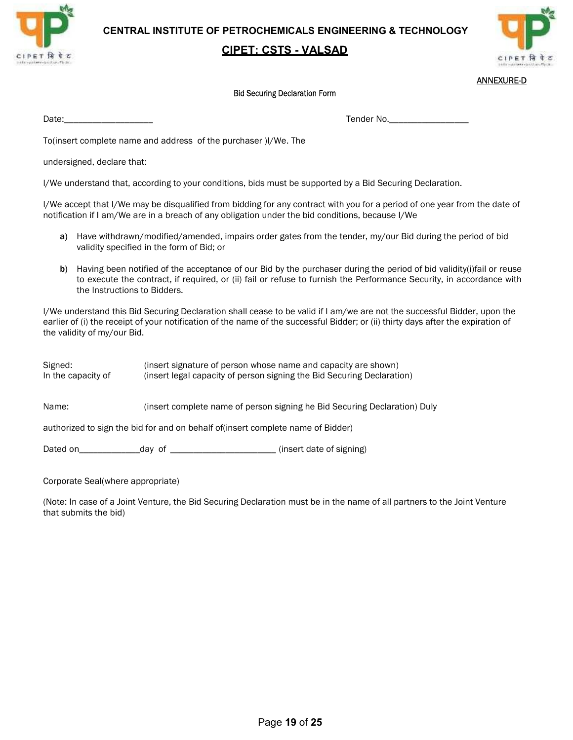ANNEXURE-D

## Bid Securing Declaration Form

Date:___________________ Tender No.________________

To(insert complete name and address of the purchaser )I/We. The

undersigned, declare that:

I/We understand that, according to your conditions, bids must be supported by a Bid Securing Declaration.

I/We accept that I/We may be disqualified from bidding for any contract with you for a period of one year from the date of notification if I am/We are in a breach of any obligation under the bid conditions, because I/We

a) Have withdrawn/modified/amended, impairs order gates from the tender, my/our Bid during the period of bid validity specified in the form of Bid; or

b) Having been notified of the acceptance of our Bid by the purchaser during the period of bid validity(i)fail or reuse to execute the contract, if required, or (ii) fail or refuse to furnish the Performance Security, in accordance with the Instructions to Bidders.

I/We understand this Bid Securing Declaration shall cease to be valid if I am/we are not the successful Bidder, upon the earlier of (i) the receipt of your notification of the name of the successful Bidder; or (ii) thirty days after the expiration of the validity of my/our Bid.

Signed: (insert signature of person whose name and capacity are shown)
In the capacity of (insert legal capacity of person signing the Bid Securing Declaration)

Name: (insert complete name of person signing he Bid Securing Declaration) Duly

authorized to sign the bid for and on behalf of(insert complete name of Bidder)

Dated on_____________day of ______________________ (insert date of signing)

Corporate Seal(where appropriate)

(Note: In case of a Joint Venture, the Bid Securing Declaration must be in the name of all partners to the Joint Venture that submits the bid)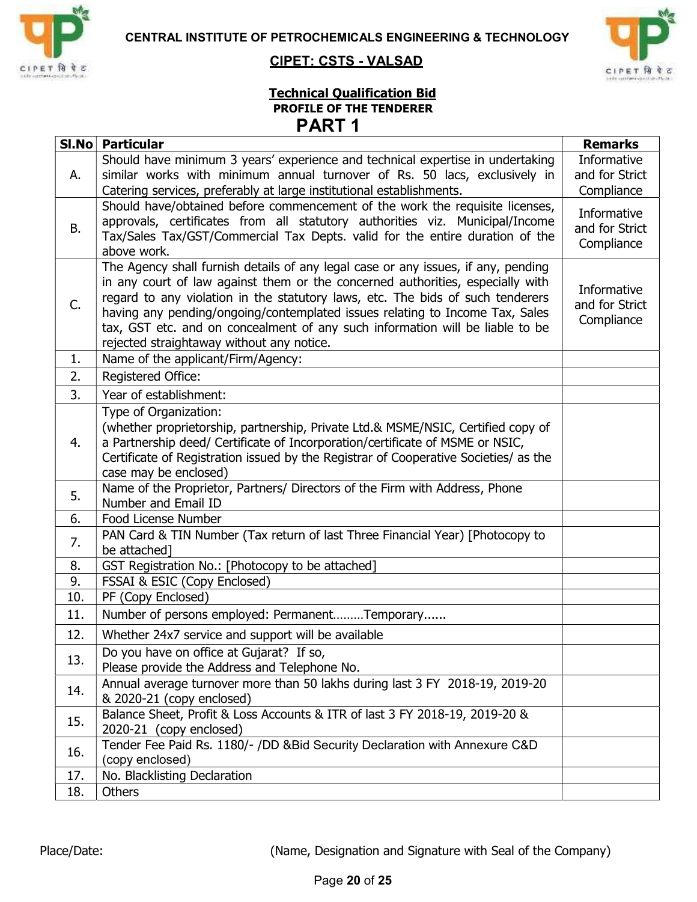CENTRAL INSTITUTE OF PETROCHEMICALS ENGINEERING & TECHNOLOGY

**CIPET: CSTS - VALSAD**

**Technical Qualification Bid**

**PROFILE OF THE TENDERER**

# PART 1

| Sl.No | Particular | Remarks |
|---|---|---|
| A. | Should have minimum 3 years' experience and technical expertise in undertaking similar works with minimum annual turnover of Rs. 50 lacs, exclusively in Catering services, preferably at large institutional establishments. | Informative and for Strict Compliance |
| B. | Should have/obtained before commencement of the work the requisite licenses, approvals, certificates from all statutory authorities viz. Municipal/Income Tax/Sales Tax/GST/Commercial Tax Depts. valid for the entire duration of the above work. | Informative and for Strict Compliance |
| C. | The Agency shall furnish details of any legal case or any issues, if any, pending in any court of law against them or the concerned authorities, especially with regard to any violation in the statutory laws, etc. The bids of such tenderers having any pending/ongoing/contemplated issues relating to Income Tax, Sales tax, GST etc. and on concealment of any such information will be liable to be rejected straightaway without any notice. | Informative and for Strict Compliance |
| 1. | Name of the applicant/Firm/Agency: | |
| 2. | Registered Office: | |
| 3. | Year of establishment: | |
| 4. | Type of Organization: (whether proprietorship, partnership, Private Ltd.& MSME/NSIC, Certified copy of a Partnership deed/ Certificate of Incorporation/certificate of MSME or NSIC, Certificate of Registration issued by the Registrar of Cooperative Societies/ as the case may be enclosed) | |
| 5. | Name of the Proprietor, Partners/ Directors of the Firm with Address, Phone Number and Email ID | |
| 6. | Food License Number | |
| 7. | PAN Card & TIN Number (Tax return of last Three Financial Year) [Photocopy to be attached] | |
| 8. | GST Registration No.: [Photocopy to be attached] | |
| 9. | FSSAI & ESIC (Copy Enclosed) | |
| 10. | PF (Copy Enclosed) | |
| 11. | Number of persons employed: Permanent………Temporary...... | |
| 12. | Whether 24x7 service and support will be available | |
| 13. | Do you have on office at Gujarat? If so, Please provide the Address and Telephone No. | |
| 14. | Annual average turnover more than 50 lakhs during last 3 FY 2018-19, 2019-20 & 2020-21 (copy enclosed) | |
| 15. | Balance Sheet, Profit & Loss Accounts & ITR of last 3 FY 2018-19, 2019-20 & 2020-21 (copy enclosed) | |
| 16. | Tender Fee Paid Rs. 1180/- /DD &Bid Security Declaration with Annexure C&D (copy enclosed) | |
| 17. | No. Blacklisting Declaration | |
| 18. | Others | |

Place/Date: (Name, Designation and Signature with Seal of the Company)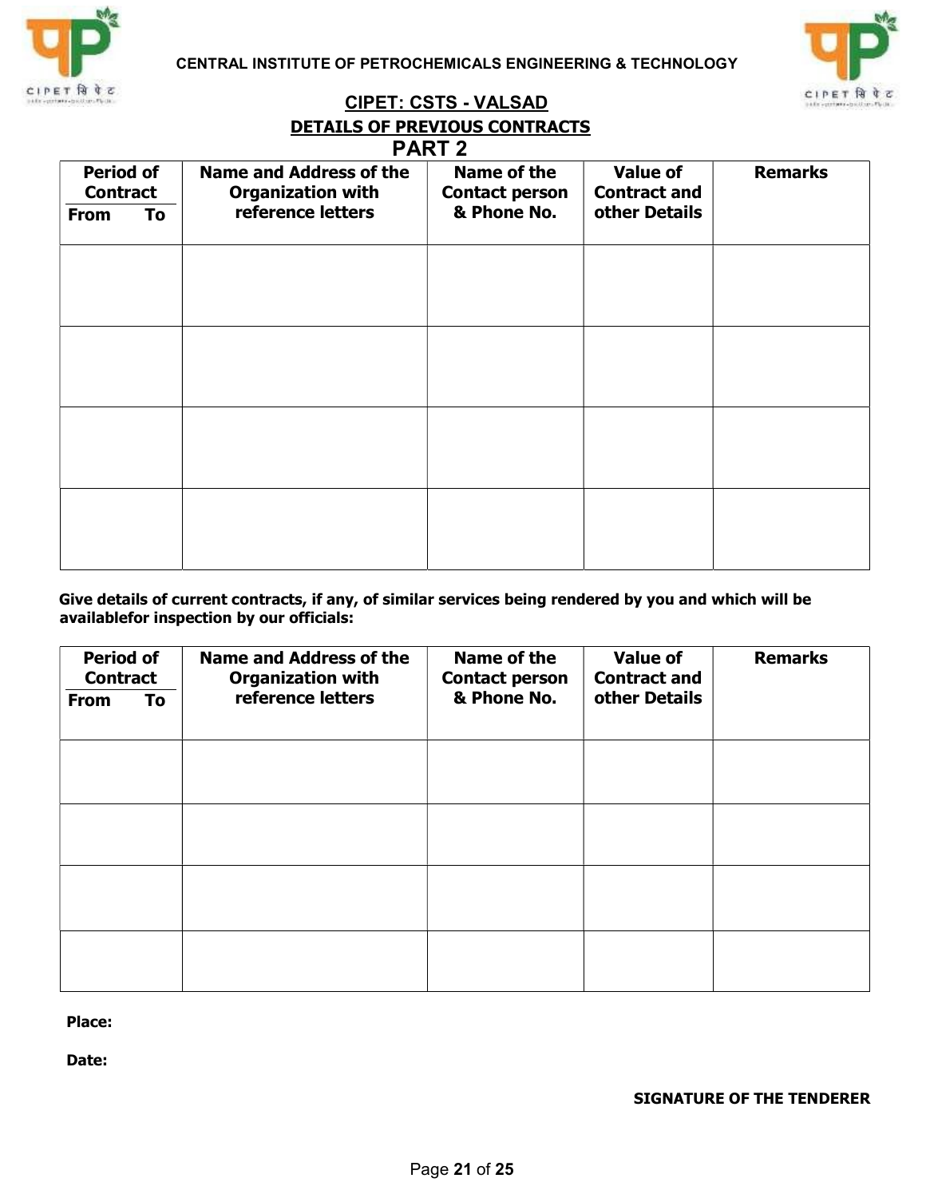CENTRAL INSTITUTE OF PETROCHEMICALS ENGINEERING & TECHNOLOGY

## CIPET: CSTS - VALSAD

### DETAILS OF PREVIOUS CONTRACTS

### PART 2

| Period of Contract | | Name and Address of the Organization with reference letters | Name of the Contact person & Phone No. | Value of Contract and other Details | Remarks |
|---|---|---|---|---|---|
| From | To | | | | |
| | | | | | |
| | | | | | |
| | | | | | |
| | | | | | |

**Give details of current contracts, if any, of similar services being rendered by you and which will be availablefor inspection by our officials:**

| Period of Contract | | Name and Address of the Organization with reference letters | Name of the Contact person & Phone No. | Value of Contract and other Details | Remarks |
|---|---|---|---|---|---|
| From | To | | | | |
| | | | | | |
| | | | | | |
| | | | | | |
| | | | | | |

**Place:**

**Date:**

**SIGNATURE OF THE TENDERER**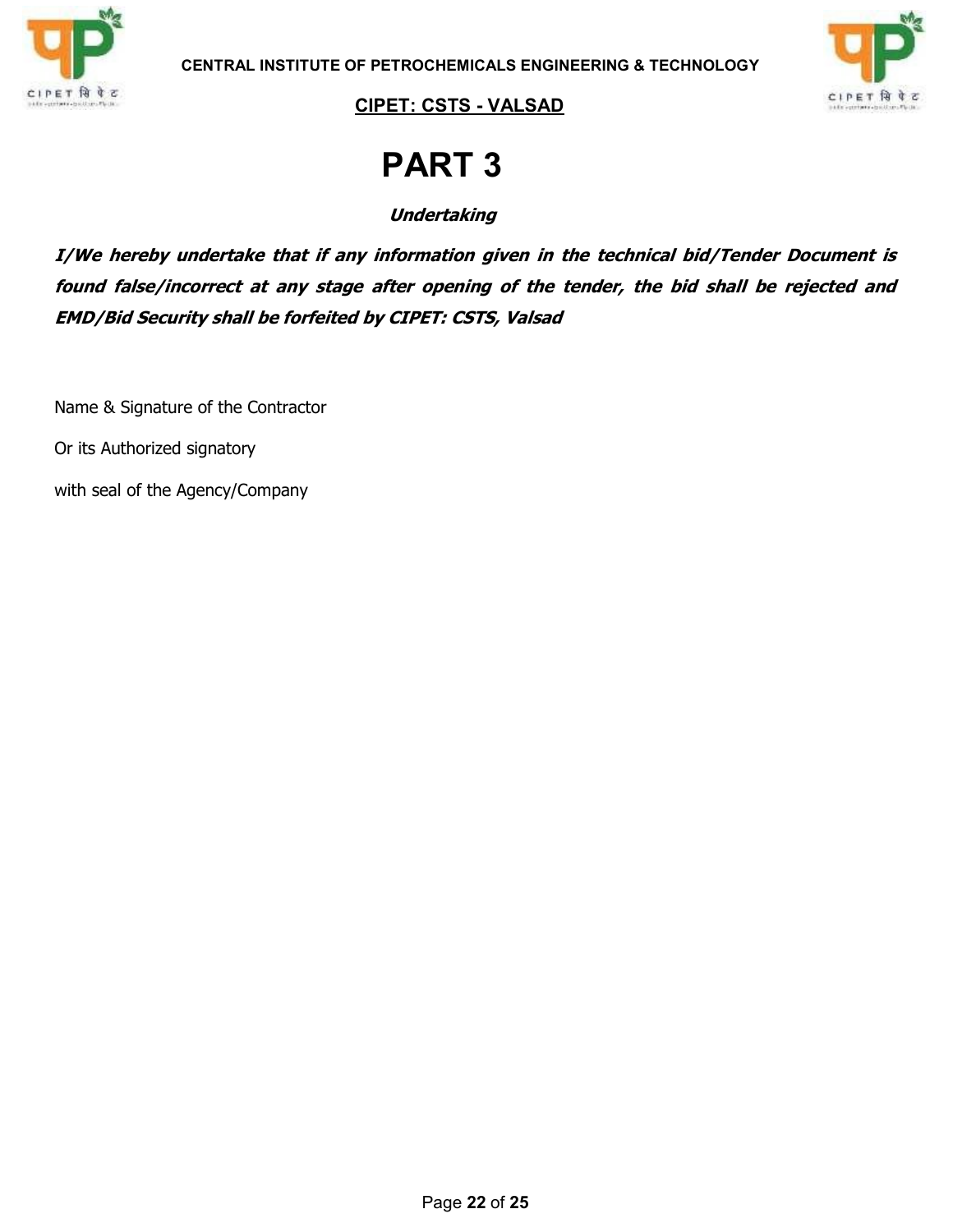# PART 3

***Undertaking***

***I/We hereby undertake that if any information given in the technical bid/Tender Document is found false/incorrect at any stage after opening of the tender, the bid shall be rejected and EMD/Bid Security shall be forfeited by CIPET: CSTS, Valsad***

Name & Signature of the Contractor

Or its Authorized signatory

with seal of the Agency/Company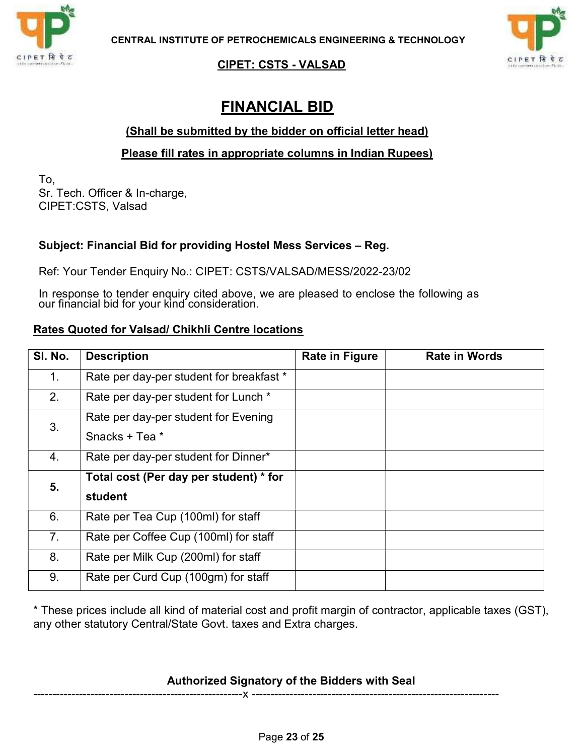CENTRAL INSTITUTE OF PETROCHEMICALS ENGINEERING & TECHNOLOGY

**CIPET: CSTS - VALSAD**

# FINANCIAL BID

**(Shall be submitted by the bidder on official letter head)**

**Please fill rates in appropriate columns in Indian Rupees)**

To,
Sr. Tech. Officer & In-charge,
CIPET:CSTS, Valsad

**Subject: Financial Bid for providing Hostel Mess Services – Reg.**

Ref: Your Tender Enquiry No.: CIPET: CSTS/VALSAD/MESS/2022-23/02

In response to tender enquiry cited above, we are pleased to enclose the following as our financial bid for your kind consideration.

**Rates Quoted for Valsad/ Chikhli Centre locations**

| Sl. No. | Description | Rate in Figure | Rate in Words |
|---|---|---|---|
| 1. | Rate per day-per student for breakfast * | | |
| 2. | Rate per day-per student for Lunch * | | |
| 3. | Rate per day-per student for Evening Snacks + Tea * | | |
| 4. | Rate per day-per student for Dinner* | | |
| **5.** | **Total cost (Per day per student) * for student** | | |
| 6. | Rate per Tea Cup (100ml) for staff | | |
| 7. | Rate per Coffee Cup (100ml) for staff | | |
| 8. | Rate per Milk Cup (200ml) for staff | | |
| 9. | Rate per Curd Cup (100gm) for staff | | |

* These prices include all kind of material cost and profit margin of contractor, applicable taxes (GST), any other statutory Central/State Govt. taxes and Extra charges.

**Authorized Signatory of the Bidders with Seal**

------------------------------------------------------x------------------------------------------------------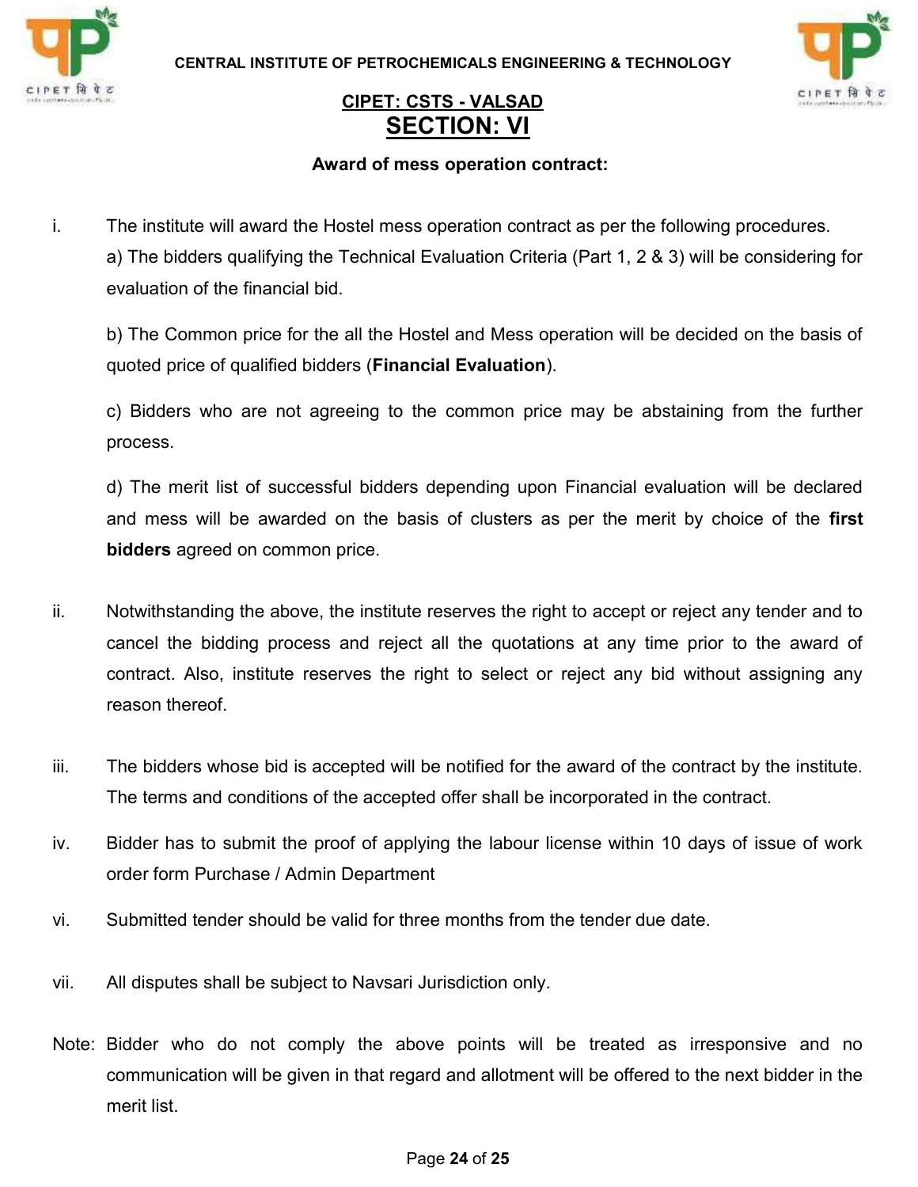CENTRAL INSTITUTE OF PETROCHEMICALS ENGINEERING & TECHNOLOGY

**CIPET: CSTS - VALSAD**

# SECTION: VI

### Award of mess operation contract:

i. The institute will award the Hostel mess operation contract as per the following procedures.

a) The bidders qualifying the Technical Evaluation Criteria (Part 1, 2 & 3) will be considering for evaluation of the financial bid.

b) The Common price for the all the Hostel and Mess operation will be decided on the basis of quoted price of qualified bidders (**Financial Evaluation**).

c) Bidders who are not agreeing to the common price may be abstaining from the further process.

d) The merit list of successful bidders depending upon Financial evaluation will be declared and mess will be awarded on the basis of clusters as per the merit by choice of the **first bidders** agreed on common price.

ii. Notwithstanding the above, the institute reserves the right to accept or reject any tender and to cancel the bidding process and reject all the quotations at any time prior to the award of contract. Also, institute reserves the right to select or reject any bid without assigning any reason thereof.

iii. The bidders whose bid is accepted will be notified for the award of the contract by the institute. The terms and conditions of the accepted offer shall be incorporated in the contract.

iv. Bidder has to submit the proof of applying the labour license within 10 days of issue of work order form Purchase / Admin Department

vi. Submitted tender should be valid for three months from the tender due date.

vii. All disputes shall be subject to Navsari Jurisdiction only.

Note: Bidder who do not comply the above points will be treated as irresponsive and no communication will be given in that regard and allotment will be offered to the next bidder in the merit list.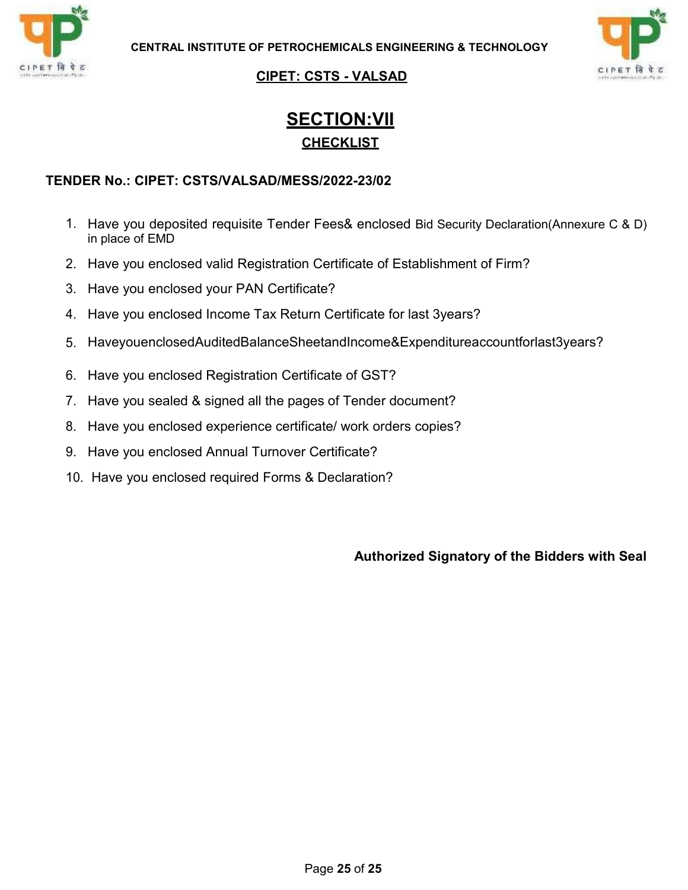CENTRAL INSTITUTE OF PETROCHEMICALS ENGINEERING & TECHNOLOGY

CIPET: CSTS - VALSAD

# SECTION:VII

## CHECKLIST

**TENDER No.: CIPET: CSTS/VALSAD/MESS/2022-23/02**

1. Have you deposited requisite Tender Fees& enclosed Bid Security Declaration(Annexure C & D) in place of EMD
2. Have you enclosed valid Registration Certificate of Establishment of Firm?
3. Have you enclosed your PAN Certificate?
4. Have you enclosed Income Tax Return Certificate for last 3years?
5. HaveyouenclosedAuditedBalanceSheetandIncome&Expenditureaccountforlast3years?
6. Have you enclosed Registration Certificate of GST?
7. Have you sealed & signed all the pages of Tender document?
8. Have you enclosed experience certificate/ work orders copies?
9. Have you enclosed Annual Turnover Certificate?
10. Have you enclosed required Forms & Declaration?

**Authorized Signatory of the Bidders with Seal**